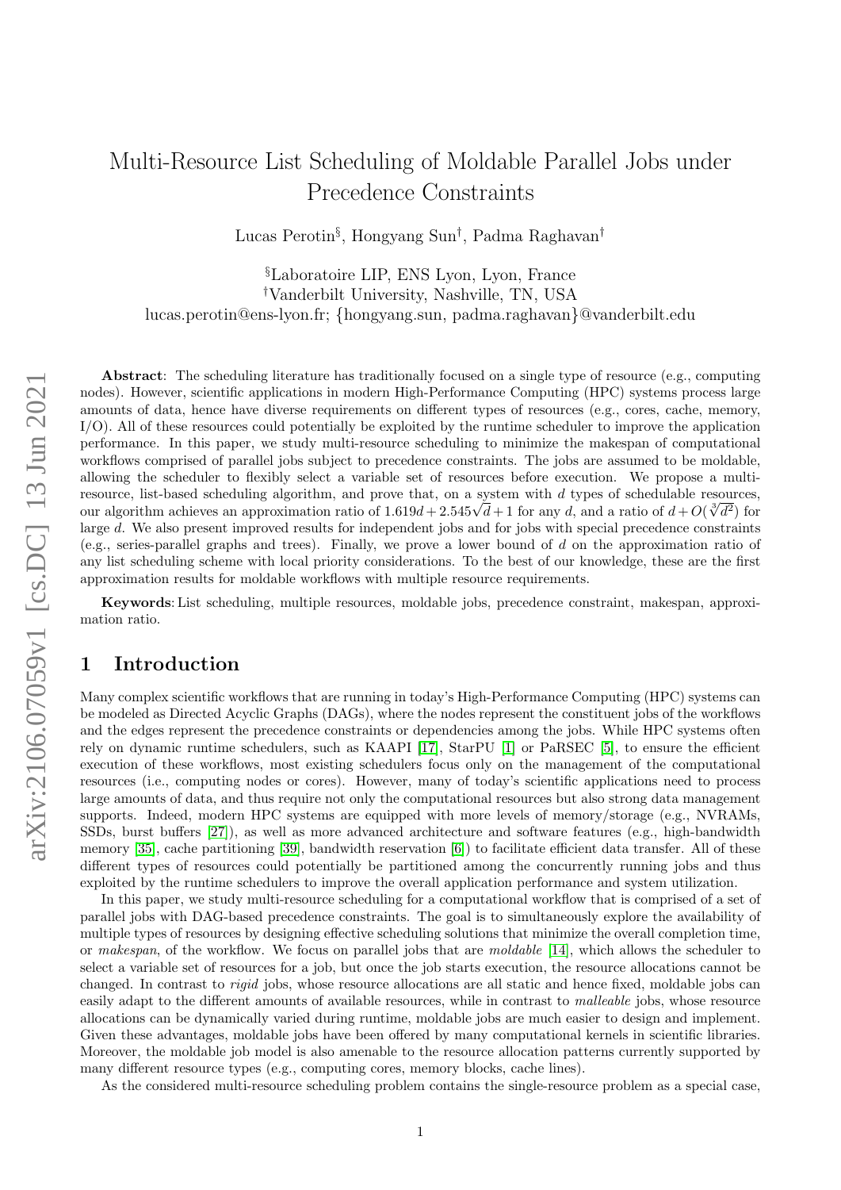# Multi-Resource List Scheduling of Moldable Parallel Jobs under Precedence Constraints

Lucas Perotin[§], Hongyang Sun[†], Padma Raghavan[†]

[§]Laboratoire LIP, ENS Lyon, Lyon, France
[†]Vanderbilt University, Nashville, TN, USA
lucas.perotin@ens-lyon.fr; {hongyang.sun, padma.raghavan}@vanderbilt.edu

**Abstract**: The scheduling literature has traditionally focused on a single type of resource (e.g., computing nodes). However, scientific applications in modern High-Performance Computing (HPC) systems process large amounts of data, hence have diverse requirements on different types of resources (e.g., cores, cache, memory, I/O). All of these resources could potentially be exploited by the runtime scheduler to improve the application performance. In this paper, we study multi-resource scheduling to minimize the makespan of computational workflows comprised of parallel jobs subject to precedence constraints. The jobs are assumed to be moldable, allowing the scheduler to flexibly select a variable set of resources before execution. We propose a multi-resource, list-based scheduling algorithm, and prove that, on a system with $d$ types of schedulable resources, our algorithm achieves an approximation ratio of $1.619d + 2.545\sqrt{d} + 1$ for any $d$, and a ratio of $d + O(\sqrt[3]{d^2})$ for large $d$. We also present improved results for independent jobs and for jobs with special precedence constraints (e.g., series-parallel graphs and trees). Finally, we prove a lower bound of $d$ on the approximation ratio of any list scheduling scheme with local priority considerations. To the best of our knowledge, these are the first approximation results for moldable workflows with multiple resource requirements.

**Keywords**: List scheduling, multiple resources, moldable jobs, precedence constraint, makespan, approximation ratio.

## 1 Introduction

Many complex scientific workflows that are running in today's High-Performance Computing (HPC) systems can be modeled as Directed Acyclic Graphs (DAGs), where the nodes represent the constituent jobs of the workflows and the edges represent the precedence constraints or dependencies among the jobs. While HPC systems often rely on dynamic runtime schedulers, such as KAAPI [17], StarPU [1] or PaRSEC [5], to ensure the efficient execution of these workflows, most existing schedulers focus only on the management of the computational resources (i.e., computing nodes or cores). However, many of today's scientific applications need to process large amounts of data, and thus require not only the computational resources but also strong data management supports. Indeed, modern HPC systems are equipped with more levels of memory/storage (e.g., NVRAMs, SSDs, burst buffers [27]), as well as more advanced architecture and software features (e.g., high-bandwidth memory [35], cache partitioning [39], bandwidth reservation [6]) to facilitate efficient data transfer. All of these different types of resources could potentially be partitioned among the concurrently running jobs and thus exploited by the runtime schedulers to improve the overall application performance and system utilization.

In this paper, we study multi-resource scheduling for a computational workflow that is comprised of a set of parallel jobs with DAG-based precedence constraints. The goal is to simultaneously explore the availability of multiple types of resources by designing effective scheduling solutions that minimize the overall completion time, or *makespan*, of the workflow. We focus on parallel jobs that are *moldable* [14], which allows the scheduler to select a variable set of resources for a job, but once the job starts execution, the resource allocations cannot be changed. In contrast to *rigid* jobs, whose resource allocations are all static and hence fixed, moldable jobs can easily adapt to the different amounts of available resources, while in contrast to *malleable* jobs, whose resource allocations can be dynamically varied during runtime, moldable jobs are much easier to design and implement. Given these advantages, moldable jobs have been offered by many computational kernels in scientific libraries. Moreover, the moldable job model is also amenable to the resource allocation patterns currently supported by many different resource types (e.g., computing cores, memory blocks, cache lines).

As the considered multi-resource scheduling problem contains the single-resource problem as a special case,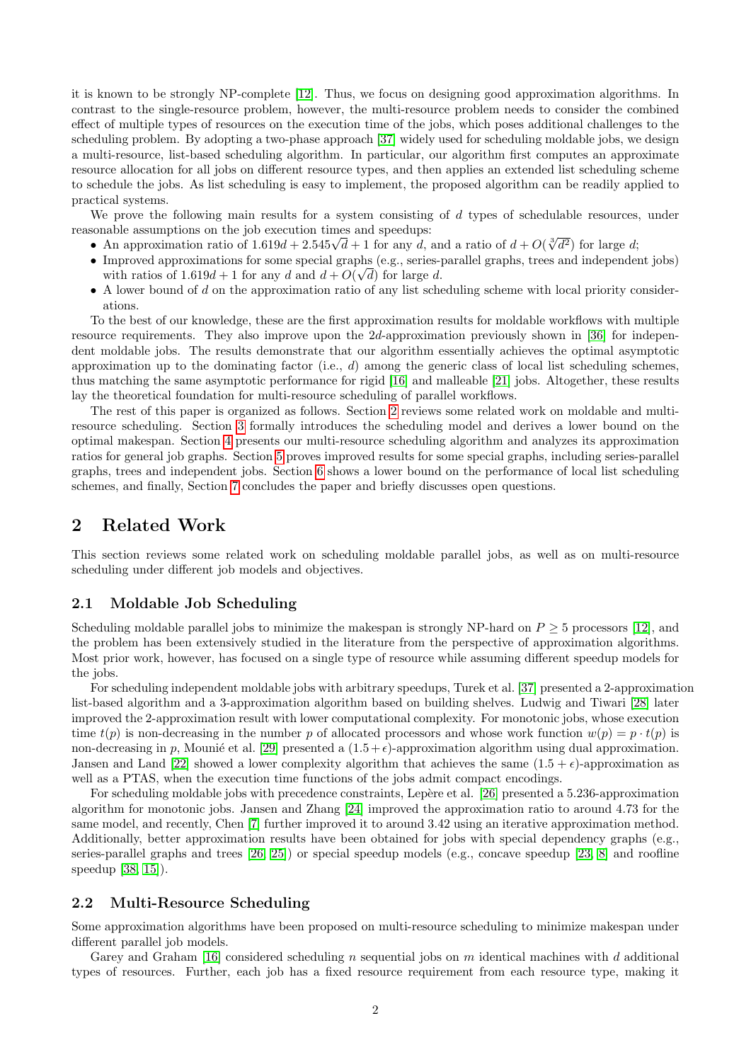it is known to be strongly NP-complete [12]. Thus, we focus on designing good approximation algorithms. In contrast to the single-resource problem, however, the multi-resource problem needs to consider the combined effect of multiple types of resources on the execution time of the jobs, which poses additional challenges to the scheduling problem. By adopting a two-phase approach [37] widely used for scheduling moldable jobs, we design a multi-resource, list-based scheduling algorithm. In particular, our algorithm first computes an approximate resource allocation for all jobs on different resource types, and then applies an extended list scheduling scheme to schedule the jobs. As list scheduling is easy to implement, the proposed algorithm can be readily applied to practical systems.

We prove the following main results for a system consisting of $d$ types of schedulable resources, under reasonable assumptions on the job execution times and speedups:

- An approximation ratio of $1.619d + 2.545\sqrt{d} + 1$ for any $d$, and a ratio of $d + O(\sqrt[3]{d^2})$ for large $d$;
- Improved approximations for some special graphs (e.g., series-parallel graphs, trees and independent jobs) with ratios of $1.619d + 1$ for any $d$ and $d + O(\sqrt{d})$ for large $d$.
- A lower bound of $d$ on the approximation ratio of any list scheduling scheme with local priority considerations.

To the best of our knowledge, these are the first approximation results for moldable workflows with multiple resource requirements. They also improve upon the $2d$-approximation previously shown in [36] for independent moldable jobs. The results demonstrate that our algorithm essentially achieves the optimal asymptotic approximation up to the dominating factor (i.e., $d$) among the generic class of local list scheduling schemes, thus matching the same asymptotic performance for rigid [16] and malleable [21] jobs. Altogether, these results lay the theoretical foundation for multi-resource scheduling of parallel workflows.

The rest of this paper is organized as follows. Section 2 reviews some related work on moldable and multi-resource scheduling. Section 3 formally introduces the scheduling model and derives a lower bound on the optimal makespan. Section 4 presents our multi-resource scheduling algorithm and analyzes its approximation ratios for general job graphs. Section 5 proves improved results for some special graphs, including series-parallel graphs, trees and independent jobs. Section 6 shows a lower bound on the performance of local list scheduling schemes, and finally, Section 7 concludes the paper and briefly discusses open questions.

## 2 Related Work

This section reviews some related work on scheduling moldable parallel jobs, as well as on multi-resource scheduling under different job models and objectives.

### 2.1 Moldable Job Scheduling

Scheduling moldable parallel jobs to minimize the makespan is strongly NP-hard on $P \geq 5$ processors [12], and the problem has been extensively studied in the literature from the perspective of approximation algorithms. Most prior work, however, has focused on a single type of resource while assuming different speedup models for the jobs.

For scheduling independent moldable jobs with arbitrary speedups, Turek et al. [37] presented a 2-approximation list-based algorithm and a 3-approximation algorithm based on building shelves. Ludwig and Tiwari [28] later improved the 2-approximation result with lower computational complexity. For monotonic jobs, whose execution time $t(p)$ is non-decreasing in the number $p$ of allocated processors and whose work function $w(p) = p \cdot t(p)$ is non-decreasing in $p$, Mounié et al. [29] presented a $(1.5 + \epsilon)$-approximation algorithm using dual approximation. Jansen and Land [22] showed a lower complexity algorithm that achieves the same $(1.5 + \epsilon)$-approximation as well as a PTAS, when the execution time functions of the jobs admit compact encodings.

For scheduling moldable jobs with precedence constraints, Lepère et al. [26] presented a 5.236-approximation algorithm for monotonic jobs. Jansen and Zhang [24] improved the approximation ratio to around 4.73 for the same model, and recently, Chen [7] further improved it to around 3.42 using an iterative approximation method. Additionally, better approximation results have been obtained for jobs with special dependency graphs (e.g., series-parallel graphs and trees [26, 25]) or special speedup models (e.g., concave speedup [23, 8] and roofline speedup [38, 15]).

### 2.2 Multi-Resource Scheduling

Some approximation algorithms have been proposed on multi-resource scheduling to minimize makespan under different parallel job models.

Garey and Graham [16] considered scheduling $n$ sequential jobs on $m$ identical machines with $d$ additional types of resources. Further, each job has a fixed resource requirement from each resource type, making it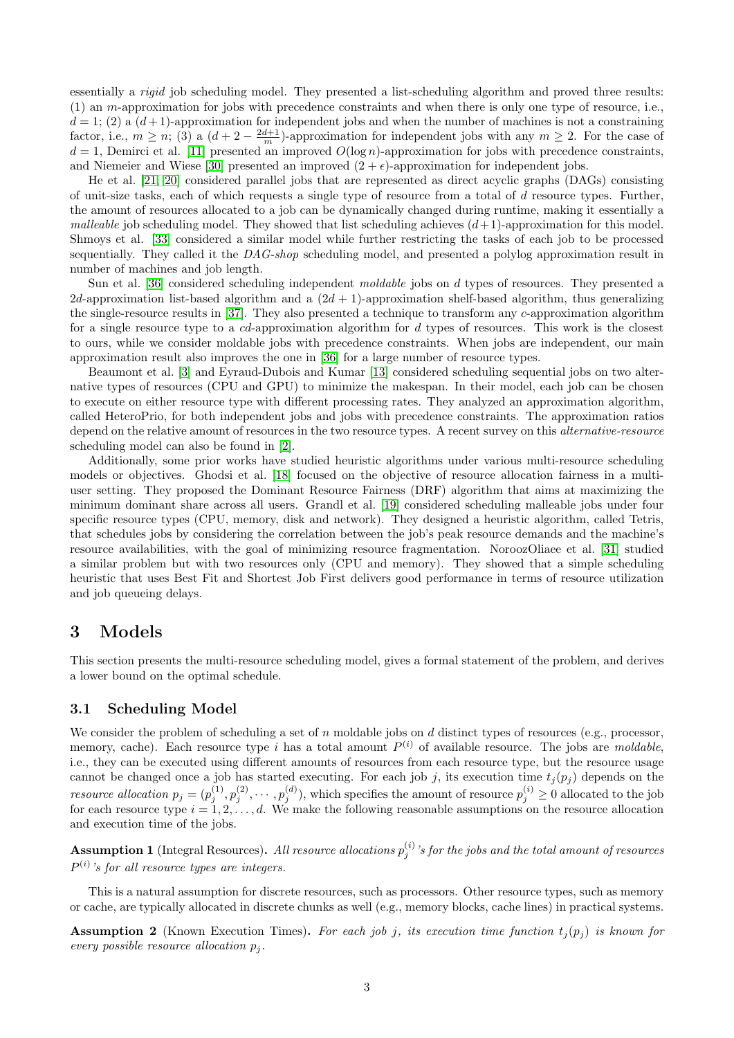essentially a *rigid* job scheduling model. They presented a list-scheduling algorithm and proved three results: (1) an $m$-approximation for jobs with precedence constraints and when there is only one type of resource, i.e., $d = 1$; (2) a $(d+1)$-approximation for independent jobs and when the number of machines is not a constraining factor, i.e., $m \geq n$; (3) a $(d + 2 - \frac{2d+1}{m})$-approximation for independent jobs with any $m \geq 2$. For the case of $d = 1$, Demirci et al. [11] presented an improved $O(\log n)$-approximation for jobs with precedence constraints, and Niemeier and Wiese [30] presented an improved $(2 + \epsilon)$-approximation for independent jobs.

He et al. [21, 20] considered parallel jobs that are represented as direct acyclic graphs (DAGs) consisting of unit-size tasks, each of which requests a single type of resource from a total of $d$ resource types. Further, the amount of resources allocated to a job can be dynamically changed during runtime, making it essentially a *malleable* job scheduling model. They showed that list scheduling achieves $(d+1)$-approximation for this model. Shmoys et al. [33] considered a similar model while further restricting the tasks of each job to be processed sequentially. They called it the *DAG-shop* scheduling model, and presented a polylog approximation result in number of machines and job length.

Sun et al. [36] considered scheduling independent *moldable* jobs on $d$ types of resources. They presented a $2d$-approximation list-based algorithm and a $(2d+1)$-approximation shelf-based algorithm, thus generalizing the single-resource results in [37]. They also presented a technique to transform any $c$-approximation algorithm for a single resource type to a $cd$-approximation algorithm for $d$ types of resources. This work is the closest to ours, while we consider moldable jobs with precedence constraints. When jobs are independent, our main approximation result also improves the one in [36] for a large number of resource types.

Beaumont et al. [3] and Eyraud-Dubois and Kumar [13] considered scheduling sequential jobs on two alternative types of resources (CPU and GPU) to minimize the makespan. In their model, each job can be chosen to execute on either resource type with different processing rates. They analyzed an approximation algorithm, called HeteroPrio, for both independent jobs and jobs with precedence constraints. The approximation ratios depend on the relative amount of resources in the two resource types. A recent survey on this *alternative-resource* scheduling model can also be found in [2].

Additionally, some prior works have studied heuristic algorithms under various multi-resource scheduling models or objectives. Ghodsi et al. [18] focused on the objective of resource allocation fairness in a multi-user setting. They proposed the Dominant Resource Fairness (DRF) algorithm that aims at maximizing the minimum dominant share across all users. Grandl et al. [19] considered scheduling malleable jobs under four specific resource types (CPU, memory, disk and network). They designed a heuristic algorithm, called Tetris, that schedules jobs by considering the correlation between the job's peak resource demands and the machine's resource availabilities, with the goal of minimizing resource fragmentation. NoroozOliaee et al. [31] studied a similar problem but with two resources only (CPU and memory). They showed that a simple scheduling heuristic that uses Best Fit and Shortest Job First delivers good performance in terms of resource utilization and job queueing delays.

# 3 Models

This section presents the multi-resource scheduling model, gives a formal statement of the problem, and derives a lower bound on the optimal schedule.

## 3.1 Scheduling Model

We consider the problem of scheduling a set of $n$ moldable jobs on $d$ distinct types of resources (e.g., processor, memory, cache). Each resource type $i$ has a total amount $P^{(i)}$ of available resource. The jobs are *moldable*, i.e., they can be executed using different amounts of resources from each resource type, but the resource usage cannot be changed once a job has started executing. For each job $j$, its execution time $t_j(p_j)$ depends on the *resource allocation* $p_j = (p_j^{(1)}, p_j^{(2)}, \cdots, p_j^{(d)})$, which specifies the amount of resource $p_j^{(i)} \geq 0$ allocated to the job for each resource type $i = 1, 2, \ldots, d$. We make the following reasonable assumptions on the resource allocation and execution time of the jobs.

**Assumption 1** (Integral Resources)**.** *All resource allocations $p_j^{(i)}$'s for the jobs and the total amount of resources $P^{(i)}$'s for all resource types are integers.*

This is a natural assumption for discrete resources, such as processors. Other resource types, such as memory or cache, are typically allocated in discrete chunks as well (e.g., memory blocks, cache lines) in practical systems.

**Assumption 2** (Known Execution Times)**.** *For each job $j$, its execution time function $t_j(p_j)$ is known for every possible resource allocation $p_j$.*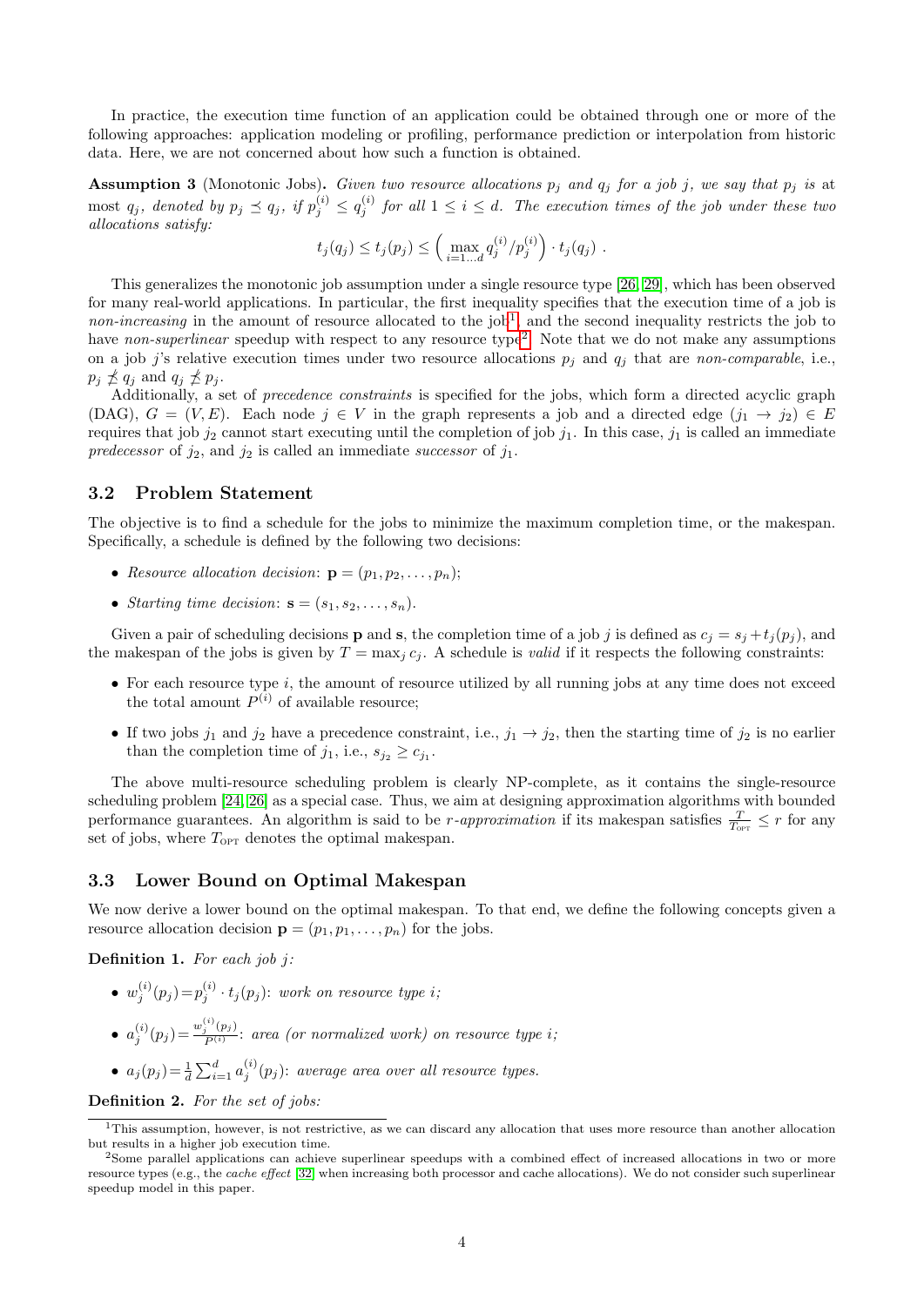In practice, the execution time function of an application could be obtained through one or more of the following approaches: application modeling or profiling, performance prediction or interpolation from historic data. Here, we are not concerned about how such a function is obtained.

**Assumption 3** (Monotonic Jobs)**.** *Given two resource allocations $p_j$ and $q_j$ for a job $j$, we say that $p_j$ is at most $q_j$, denoted by $p_j \preceq q_j$, if $p_j^{(i)} \leq q_j^{(i)}$ for all $1 \leq i \leq d$. The execution times of the job under these two allocations satisfy:*

$$t_j(q_j) \leq t_j(p_j) \leq \Big(\max_{i=1\ldots d} q_j^{(i)}/p_j^{(i)}\Big) \cdot t_j(q_j) \ .$$

This generalizes the monotonic job assumption under a single resource type [26, 29], which has been observed for many real-world applications. In particular, the first inequality specifies that the execution time of a job is *non-increasing* in the amount of resource allocated to the job[1], and the second inequality restricts the job to have *non-superlinear* speedup with respect to any resource type[2]. Note that we do not make any assumptions on a job $j$'s relative execution times under two resource allocations $p_j$ and $q_j$ that are *non-comparable*, i.e., $p_j \npreceq q_j$ and $q_j \npreceq p_j$.

Additionally, a set of *precedence constraints* is specified for the jobs, which form a directed acyclic graph (DAG), $G = (V, E)$. Each node $j \in V$ in the graph represents a job and a directed edge $(j_1 \to j_2) \in E$ requires that job $j_2$ cannot start executing until the completion of job $j_1$. In this case, $j_1$ is called an immediate *predecessor* of $j_2$, and $j_2$ is called an immediate *successor* of $j_1$.

### 3.2 Problem Statement

The objective is to find a schedule for the jobs to minimize the maximum completion time, or the makespan. Specifically, a schedule is defined by the following two decisions:

- *Resource allocation decision*: $\mathbf{p} = (p_1, p_2, \ldots, p_n)$;
- *Starting time decision*: $\mathbf{s} = (s_1, s_2, \ldots, s_n)$.

Given a pair of scheduling decisions $\mathbf{p}$ and $\mathbf{s}$, the completion time of a job $j$ is defined as $c_j = s_j + t_j(p_j)$, and the makespan of the jobs is given by $T = \max_j c_j$. A schedule is *valid* if it respects the following constraints:

- For each resource type $i$, the amount of resource utilized by all running jobs at any time does not exceed the total amount $P^{(i)}$ of available resource;
- If two jobs $j_1$ and $j_2$ have a precedence constraint, i.e., $j_1 \to j_2$, then the starting time of $j_2$ is no earlier than the completion time of $j_1$, i.e., $s_{j_2} \geq c_{j_1}$.

The above multi-resource scheduling problem is clearly NP-complete, as it contains the single-resource scheduling problem [24, 26] as a special case. Thus, we aim at designing approximation algorithms with bounded performance guarantees. An algorithm is said to be *r-approximation* if its makespan satisfies $\frac{T}{T_{\text{OPT}}} \leq r$ for any set of jobs, where $T_{\text{OPT}}$ denotes the optimal makespan.

### 3.3 Lower Bound on Optimal Makespan

We now derive a lower bound on the optimal makespan. To that end, we define the following concepts given a resource allocation decision $\mathbf{p} = (p_1, p_1, \ldots, p_n)$ for the jobs.

**Definition 1.** *For each job $j$:*

- $w_j^{(i)}(p_j) = p_j^{(i)} \cdot t_j(p_j)$: *work on resource type $i$;*
- $a_j^{(i)}(p_j) = \frac{w_j^{(i)}(p_j)}{P^{(i)}}$: *area (or normalized work) on resource type $i$;*
- $a_j(p_j) = \frac{1}{d}\sum_{i=1}^{d} a_j^{(i)}(p_j)$: *average area over all resource types.*

**Definition 2.** *For the set of jobs:*

---

[1] This assumption, however, is not restrictive, as we can discard any allocation that uses more resource than another allocation but results in a higher job execution time.

[2] Some parallel applications can achieve superlinear speedups with a combined effect of increased allocations in two or more resource types (e.g., the *cache effect* [32] when increasing both processor and cache allocations). We do not consider such superlinear speedup model in this paper.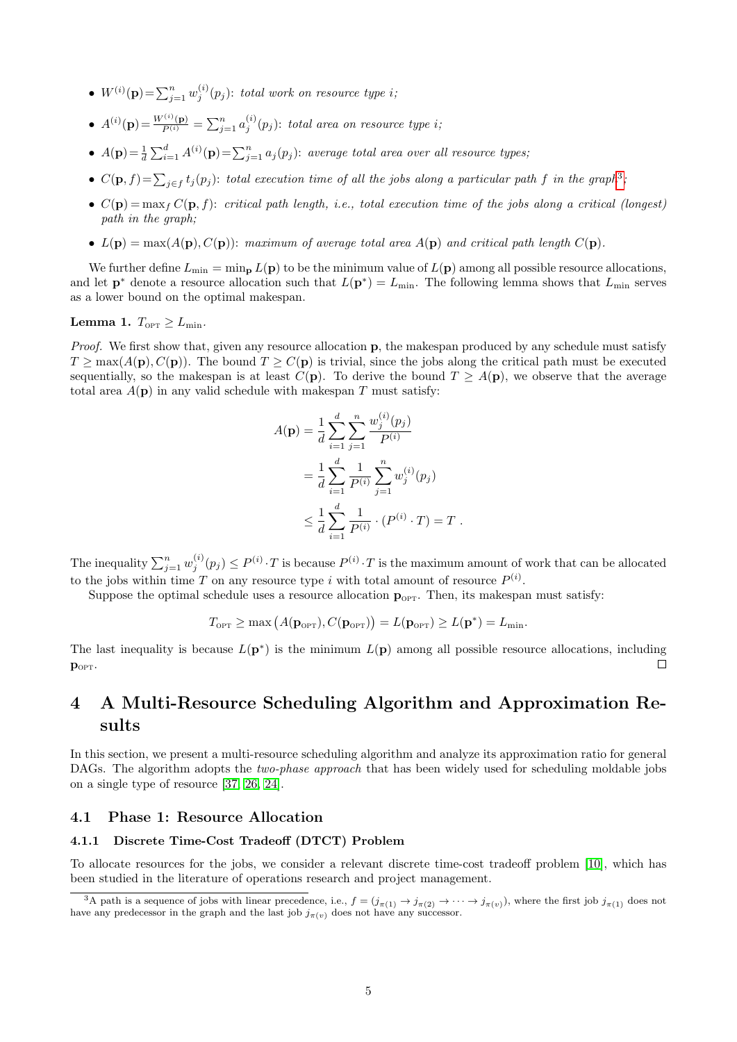- $W^{(i)}(\mathbf{p}) = \sum_{j=1}^{n} w_j^{(i)}(p_j)$: *total work on resource type $i$;*
- $A^{(i)}(\mathbf{p}) = \frac{W^{(i)}(\mathbf{p})}{P^{(i)}} = \sum_{j=1}^{n} a_j^{(i)}(p_j)$: *total area on resource type $i$;*
- $A(\mathbf{p}) = \frac{1}{d}\sum_{i=1}^{d} A^{(i)}(\mathbf{p}) = \sum_{j=1}^{n} a_j(p_j)$: *average total area over all resource types;*
- $C(\mathbf{p}, f) = \sum_{j \in f} t_j(p_j)$: *total execution time of all the jobs along a particular path $f$ in the graph*[3]*;*
- $C(\mathbf{p}) = \max_f C(\mathbf{p}, f)$: *critical path length, i.e., total execution time of the jobs along a critical (longest) path in the graph;*
- $L(\mathbf{p}) = \max(A(\mathbf{p}), C(\mathbf{p}))$: *maximum of average total area $A(\mathbf{p})$ and critical path length $C(\mathbf{p})$.*

We further define $L_{\min} = \min_{\mathbf{p}} L(\mathbf{p})$ to be the minimum value of $L(\mathbf{p})$ among all possible resource allocations, and let $\mathbf{p}^*$ denote a resource allocation such that $L(\mathbf{p}^*) = L_{\min}$. The following lemma shows that $L_{\min}$ serves as a lower bound on the optimal makespan.

**Lemma 1.** $T_{\text{OPT}} \geq L_{\min}$.

*Proof.* We first show that, given any resource allocation $\mathbf{p}$, the makespan produced by any schedule must satisfy $T \geq \max(A(\mathbf{p}), C(\mathbf{p}))$. The bound $T \geq C(\mathbf{p})$ is trivial, since the jobs along the critical path must be executed sequentially, so the makespan is at least $C(\mathbf{p})$. To derive the bound $T \geq A(\mathbf{p})$, we observe that the average total area $A(\mathbf{p})$ in any valid schedule with makespan $T$ must satisfy:

$$
\begin{aligned}
A(\mathbf{p}) &= \frac{1}{d}\sum_{i=1}^{d}\sum_{j=1}^{n}\frac{w_j^{(i)}(p_j)}{P^{(i)}} \\
&= \frac{1}{d}\sum_{i=1}^{d}\frac{1}{P^{(i)}}\sum_{j=1}^{n} w_j^{(i)}(p_j) \\
&\leq \frac{1}{d}\sum_{i=1}^{d}\frac{1}{P^{(i)}} \cdot (P^{(i)} \cdot T) = T \ .
\end{aligned}
$$

The inequality $\sum_{j=1}^{n} w_j^{(i)}(p_j) \leq P^{(i)} \cdot T$ is because $P^{(i)} \cdot T$ is the maximum amount of work that can be allocated to the jobs within time $T$ on any resource type $i$ with total amount of resource $P^{(i)}$.

Suppose the optimal schedule uses a resource allocation $\mathbf{p}_{\text{OPT}}$. Then, its makespan must satisfy:

$$T_{\text{OPT}} \geq \max\big(A(\mathbf{p}_{\text{OPT}}), C(\mathbf{p}_{\text{OPT}})\big) = L(\mathbf{p}_{\text{OPT}}) \geq L(\mathbf{p}^*) = L_{\min}.$$

The last inequality is because $L(\mathbf{p}^*)$ is the minimum $L(\mathbf{p})$ among all possible resource allocations, including $\mathbf{p}_{\text{OPT}}$. □

# 4 A Multi-Resource Scheduling Algorithm and Approximation Results

In this section, we present a multi-resource scheduling algorithm and analyze its approximation ratio for general DAGs. The algorithm adopts the *two-phase approach* that has been widely used for scheduling moldable jobs on a single type of resource [37, 26, 24].

## 4.1 Phase 1: Resource Allocation

### 4.1.1 Discrete Time-Cost Tradeoff (DTCT) Problem

To allocate resources for the jobs, we consider a relevant discrete time-cost tradeoff problem [10], which has been studied in the literature of operations research and project management.

[3] A path is a sequence of jobs with linear precedence, i.e., $f = (j_{\pi(1)} \to j_{\pi(2)} \to \cdots \to j_{\pi(v)})$, where the first job $j_{\pi(1)}$ does not have any predecessor in the graph and the last job $j_{\pi(v)}$ does not have any successor.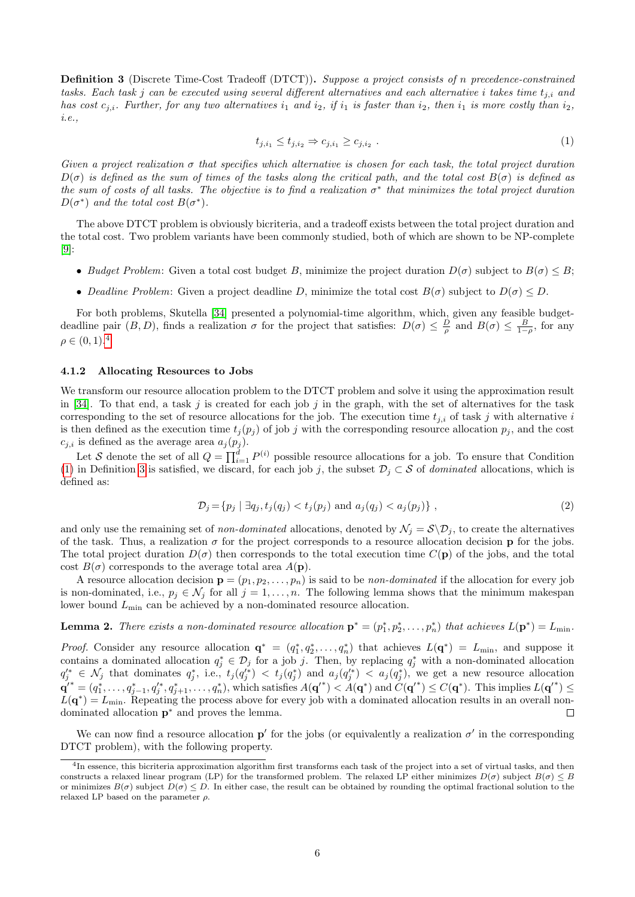**Definition 3** (Discrete Time-Cost Tradeoff (DTCT))**.** *Suppose a project consists of $n$ precedence-constrained tasks. Each task $j$ can be executed using several different alternatives and each alternative $i$ takes time $t_{j,i}$ and has cost $c_{j,i}$. Further, for any two alternatives $i_1$ and $i_2$, if $i_1$ is faster than $i_2$, then $i_1$ is more costly than $i_2$, i.e.,*

$$t_{j,i_1} \leq t_{j,i_2} \Rightarrow c_{j,i_1} \geq c_{j,i_2} \ . \tag{1}$$

*Given a project realization $\sigma$ that specifies which alternative is chosen for each task, the total project duration $D(\sigma)$ is defined as the sum of times of the tasks along the critical path, and the total cost $B(\sigma)$ is defined as the sum of costs of all tasks. The objective is to find a realization $\sigma^*$ that minimizes the total project duration $D(\sigma^*)$ and the total cost $B(\sigma^*)$.*

The above DTCT problem is obviously bicriteria, and a tradeoff exists between the total project duration and the total cost. Two problem variants have been commonly studied, both of which are shown to be NP-complete [9]:

- *Budget Problem*: Given a total cost budget $B$, minimize the project duration $D(\sigma)$ subject to $B(\sigma) \leq B$;
- *Deadline Problem*: Given a project deadline $D$, minimize the total cost $B(\sigma)$ subject to $D(\sigma) \leq D$.

For both problems, Skutella [34] presented a polynomial-time algorithm, which, given any feasible budget-deadline pair $(B, D)$, finds a realization $\sigma$ for the project that satisfies: $D(\sigma) \leq \frac{D}{\rho}$ and $B(\sigma) \leq \frac{B}{1-\rho}$, for any $\rho \in (0, 1)$.[4]

### 4.1.2 Allocating Resources to Jobs

We transform our resource allocation problem to the DTCT problem and solve it using the approximation result in [34]. To that end, a task $j$ is created for each job $j$ in the graph, with the set of alternatives for the task corresponding to the set of resource allocations for the job. The execution time $t_{j,i}$ of task $j$ with alternative $i$ is then defined as the execution time $t_j(p_j)$ of job $j$ with the corresponding resource allocation $p_j$, and the cost $c_{j,i}$ is defined as the average area $a_j(p_j)$.

Let $\mathcal{S}$ denote the set of all $Q = \prod_{i=1}^{d} P^{(i)}$ possible resource allocations for a job. To ensure that Condition (1) in Definition 3 is satisfied, we discard, for each job $j$, the subset $\mathcal{D}_j \subset \mathcal{S}$ of *dominated* allocations, which is defined as:

$$\mathcal{D}_j = \{p_j \mid \exists q_j, t_j(q_j) < t_j(p_j) \text{ and } a_j(q_j) < a_j(p_j)\} \ , \tag{2}$$

and only use the remaining set of *non-dominated* allocations, denoted by $\mathcal{N}_j = \mathcal{S} \backslash \mathcal{D}_j$, to create the alternatives of the task. Thus, a realization $\sigma$ for the project corresponds to a resource allocation decision $\mathbf{p}$ for the jobs. The total project duration $D(\sigma)$ then corresponds to the total execution time $C(\mathbf{p})$ of the jobs, and the total cost $B(\sigma)$ corresponds to the average total area $A(\mathbf{p})$.

A resource allocation decision $\mathbf{p} = (p_1, p_2, \ldots, p_n)$ is said to be *non-dominated* if the allocation for every job is non-dominated, i.e., $p_j \in \mathcal{N}_j$ for all $j = 1, \ldots, n$. The following lemma shows that the minimum makespan lower bound $L_{\min}$ can be achieved by a non-dominated resource allocation.

**Lemma 2.** *There exists a non-dominated resource allocation $\mathbf{p}^* = (p_1^*, p_2^*, \ldots, p_n^*)$ that achieves $L(\mathbf{p}^*) = L_{\min}$.*

*Proof.* Consider any resource allocation $\mathbf{q}^* = (q_1^*, q_2^*, \ldots, q_n^*)$ that achieves $L(\mathbf{q}^*) = L_{\min}$, and suppose it contains a dominated allocation $q_j^* \in \mathcal{D}_j$ for a job $j$. Then, by replacing $q_j^*$ with a non-dominated allocation $q_j'^* \in \mathcal{N}_j$ that dominates $q_j^*$, i.e., $t_j(q_j'^*) < t_j(q_j^*)$ and $a_j(q_j'^*) < a_j(q_j^*)$, we get a new resource allocation $\mathbf{q}'^* = (q_1^*, \ldots, q_{j-1}^*, q_j'^*, q_{j+1}^*, \ldots, q_n^*)$, which satisfies $A(\mathbf{q}'^*) < A(\mathbf{q}^*)$ and $C(\mathbf{q}'^*) \leq C(\mathbf{q}^*)$. This implies $L(\mathbf{q}'^*) \leq L(\mathbf{q}^*) = L_{\min}$. Repeating the process above for every job with a dominated allocation results in an overall non-dominated allocation $\mathbf{p}^*$ and proves the lemma. ∎

We can now find a resource allocation $\mathbf{p}'$ for the jobs (or equivalently a realization $\sigma'$ in the corresponding DTCT problem), with the following property.

[4] In essence, this bicriteria approximation algorithm first transforms each task of the project into a set of virtual tasks, and then constructs a relaxed linear program (LP) for the transformed problem. The relaxed LP either minimizes $D(\sigma)$ subject $B(\sigma) \leq B$ or minimizes $B(\sigma)$ subject $D(\sigma) \leq D$. In either case, the result can be obtained by rounding the optimal fractional solution to the relaxed LP based on the parameter $\rho$.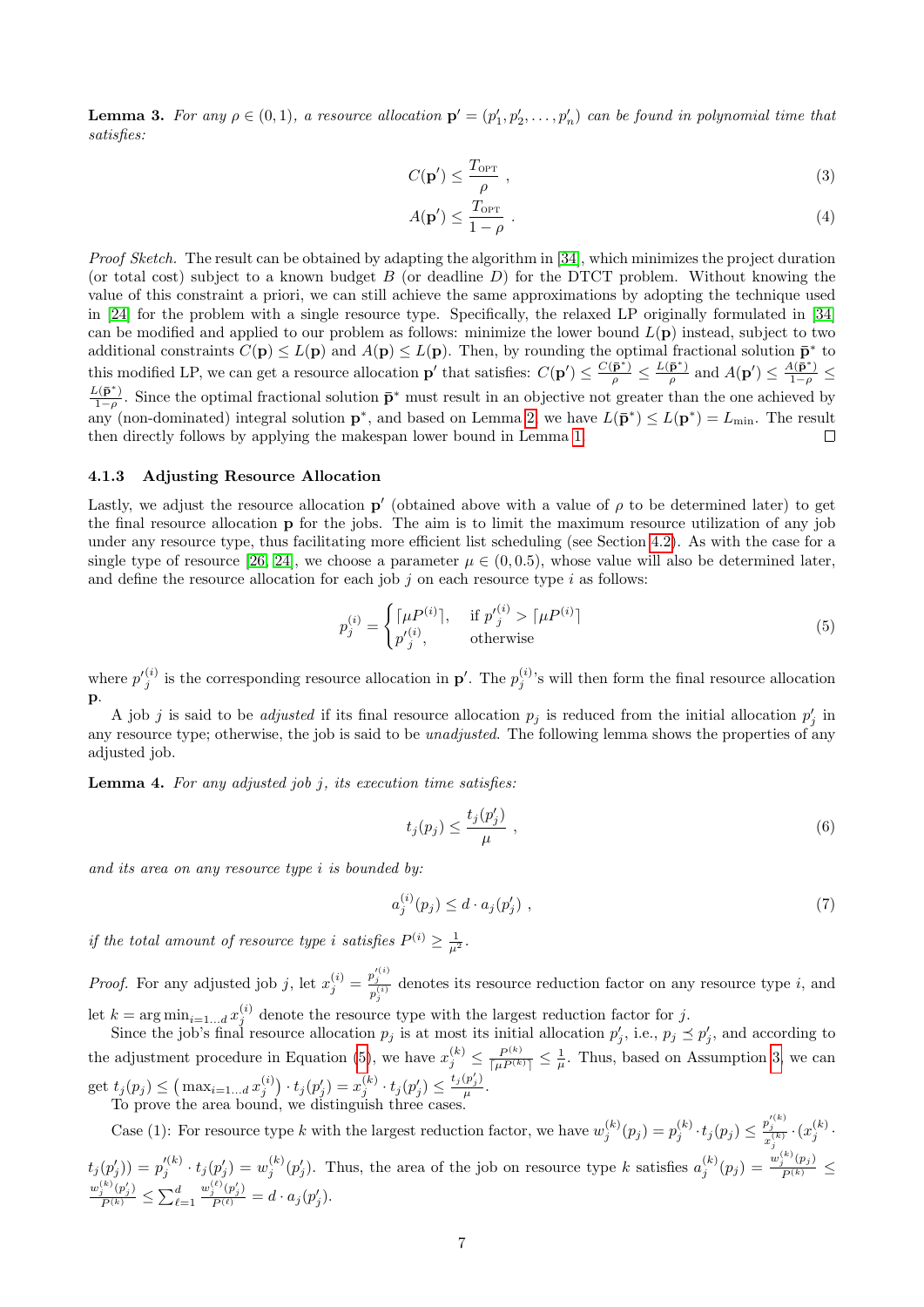**Lemma 3.** *For any $\rho \in (0, 1)$, a resource allocation $\mathbf{p}' = (p'_1, p'_2, \ldots, p'_n)$ can be found in polynomial time that satisfies:*

$$C(\mathbf{p}') \leq \frac{T_{\text{OPT}}}{\rho} \ , \tag{3}$$

$$A(\mathbf{p}') \leq \frac{T_{\text{OPT}}}{1-\rho} \ . \tag{4}$$

*Proof Sketch.* The result can be obtained by adapting the algorithm in [34], which minimizes the project duration (or total cost) subject to a known budget $B$ (or deadline $D$) for the DTCT problem. Without knowing the value of this constraint a priori, we can still achieve the same approximations by adopting the technique used in [24] for the problem with a single resource type. Specifically, the relaxed LP originally formulated in [34] can be modified and applied to our problem as follows: minimize the lower bound $L(\mathbf{p})$ instead, subject to two additional constraints $C(\mathbf{p}) \leq L(\mathbf{p})$ and $A(\mathbf{p}) \leq L(\mathbf{p})$. Then, by rounding the optimal fractional solution $\bar{\mathbf{p}}^*$ to this modified LP, we can get a resource allocation $\mathbf{p}'$ that satisfies: $C(\mathbf{p}') \leq \frac{C(\bar{\mathbf{p}}^*)}{\rho} \leq \frac{L(\bar{\mathbf{p}}^*)}{\rho}$ and $A(\mathbf{p}') \leq \frac{A(\bar{\mathbf{p}}^*)}{1-\rho} \leq \frac{L(\bar{\mathbf{p}}^*)}{1-\rho}$. Since the optimal fractional solution $\bar{\mathbf{p}}^*$ must result in an objective not greater than the one achieved by any (non-dominated) integral solution $\mathbf{p}^*$, and based on Lemma 2, we have $L(\bar{\mathbf{p}}^*) \leq L(\mathbf{p}^*) = L_{\min}$. The result then directly follows by applying the makespan lower bound in Lemma 1. □

### 4.1.3 Adjusting Resource Allocation

Lastly, we adjust the resource allocation $\mathbf{p}'$ (obtained above with a value of $\rho$ to be determined later) to get the final resource allocation $\mathbf{p}$ for the jobs. The aim is to limit the maximum resource utilization of any job under any resource type, thus facilitating more efficient list scheduling (see Section 4.2). As with the case for a single type of resource [26, 24], we choose a parameter $\mu \in (0, 0.5)$, whose value will also be determined later, and define the resource allocation for each job $j$ on each resource type $i$ as follows:

$$p_j^{(i)} = \begin{cases} \lceil \mu P^{(i)} \rceil, & \text{if } p'^{(i)}_j > \lceil \mu P^{(i)} \rceil \\ p'^{(i)}_j, & \text{otherwise} \end{cases} \tag{5}$$

where $p'^{(i)}_j$ is the corresponding resource allocation in $\mathbf{p}'$. The $p_j^{(i)}$'s will then form the final resource allocation $\mathbf{p}$.

A job $j$ is said to be *adjusted* if its final resource allocation $p_j$ is reduced from the initial allocation $p'_j$ in any resource type; otherwise, the job is said to be *unadjusted*. The following lemma shows the properties of any adjusted job.

**Lemma 4.** *For any adjusted job $j$, its execution time satisfies:*

$$t_j(p_j) \leq \frac{t_j(p'_j)}{\mu} \ , \tag{6}$$

*and its area on any resource type $i$ is bounded by:*

$$a_j^{(i)}(p_j) \leq d \cdot a_j(p'_j) \ , \tag{7}$$

*if the total amount of resource type $i$ satisfies $P^{(i)} \geq \frac{1}{\mu^2}$.*

*Proof.* For any adjusted job $j$, let $x_j^{(i)} = \frac{p'^{(i)}_j}{p_j^{(i)}}$ denotes its resource reduction factor on any resource type $i$, and let $k = \arg\min_{i=1\ldots d} x_j^{(i)}$ denote the resource type with the largest reduction factor for $j$.

Since the job's final resource allocation $p_j$ is at most its initial allocation $p'_j$, i.e., $p_j \preceq p'_j$, and according to the adjustment procedure in Equation (5), we have $x_j^{(k)} \leq \frac{P^{(k)}}{\lceil \mu P^{(k)} \rceil} \leq \frac{1}{\mu}$. Thus, based on Assumption 3, we can get $t_j(p_j) \leq \left(\max_{i=1\ldots d} x_j^{(i)}\right) \cdot t_j(p'_j) = x_j^{(k)} \cdot t_j(p'_j) \leq \frac{t_j(p'_j)}{\mu}$.

To prove the area bound, we distinguish three cases.

Case (1): For resource type $k$ with the largest reduction factor, we have $w_j^{(k)}(p_j) = p_j^{(k)} \cdot t_j(p_j) \leq \frac{p'^{(k)}_j}{x_j^{(k)}} \cdot (x_j^{(k)} \cdot t_j(p'_j)) = p'^{(k)}_j \cdot t_j(p'_j) = w_j^{(k)}(p'_j)$. Thus, the area of the job on resource type $k$ satisfies $a_j^{(k)}(p_j) = \frac{w_j^{(k)}(p_j)}{P^{(k)}} \leq \frac{w_j^{(k)}(p'_j)}{P^{(k)}} \leq \sum_{\ell=1}^{d} \frac{w_j^{(\ell)}(p'_j)}{P^{(\ell)}} = d \cdot a_j(p'_j)$.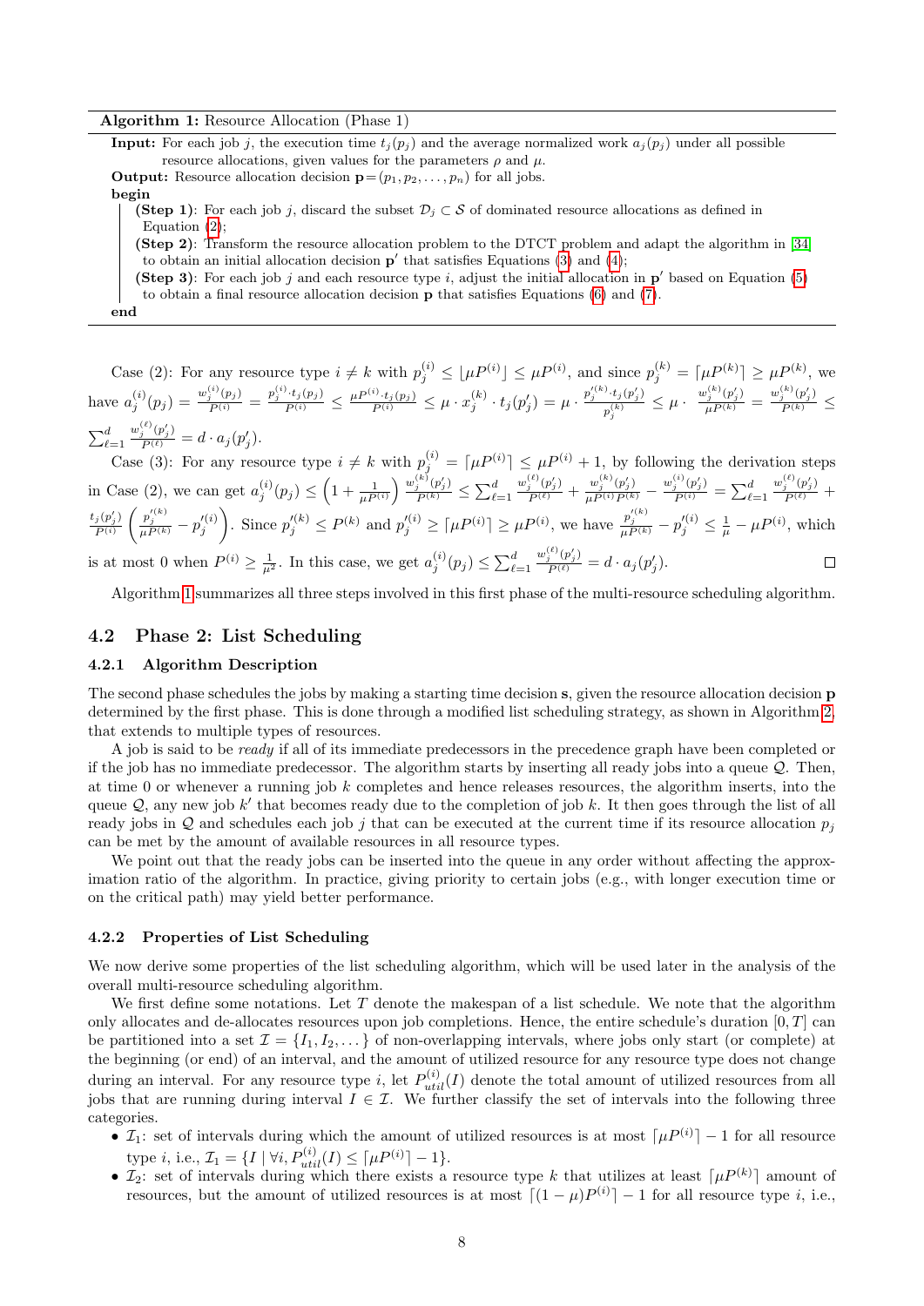**Algorithm 1:** Resource Allocation (Phase 1)

**Input:** For each job $j$, the execution time $t_j(p_j)$ and the average normalized work $a_j(p_j)$ under all possible resource allocations, given values for the parameters $\rho$ and $\mu$.

**Output:** Resource allocation decision $\mathbf{p} = (p_1, p_2, \dots, p_n)$ for all jobs.

**begin**

- **(Step 1)**: For each job $j$, discard the subset $\mathcal{D}_j \subset \mathcal{S}$ of dominated resource allocations as defined in Equation (2);
- **(Step 2)**: Transform the resource allocation problem to the DTCT problem and adapt the algorithm in [34] to obtain an initial allocation decision $\mathbf{p}'$ that satisfies Equations (3) and (4);
- **(Step 3)**: For each job $j$ and each resource type $i$, adjust the initial allocation in $\mathbf{p}'$ based on Equation (5) to obtain a final resource allocation decision $\mathbf{p}$ that satisfies Equations (6) and (7).

**end**

Case (2): For any resource type $i \neq k$ with $p_j^{(i)} \leq \lfloor \mu P^{(i)} \rfloor \leq \mu P^{(i)}$, and since $p_j^{(k)} = \lceil \mu P^{(k)} \rceil \geq \mu P^{(k)}$, we have $a_j^{(i)}(p_j) = \frac{w_j^{(i)}(p_j)}{P^{(i)}} = \frac{p_j^{(i)} \cdot t_j(p_j)}{P^{(i)}} \leq \frac{\mu P^{(i)} \cdot t_j(p_j)}{P^{(i)}} \leq \mu \cdot x_j^{(k)} \cdot t_j(p'_j) = \mu \cdot \frac{p_j'^{(k)} \cdot t_j(p'_j)}{p_j^{(k)}} \leq \mu \cdot \frac{w_j^{(k)}(p'_j)}{\mu P^{(k)}} = \frac{w_j^{(k)}(p'_j)}{P^{(k)}} \leq \sum_{\ell=1}^{d} \frac{w_j^{(\ell)}(p'_j)}{P^{(\ell)}} = d \cdot a_j(p'_j)$.

Case (3): For any resource type $i \neq k$ with $p_j^{(i)} = \lceil \mu P^{(i)} \rceil \leq \mu P^{(i)} + 1$, by following the derivation steps in Case (2), we can get $a_j^{(i)}(p_j) \leq \left(1 + \frac{1}{\mu P^{(i)}}\right) \frac{w_j^{(k)}(p'_j)}{P^{(k)}} \leq \sum_{\ell=1}^{d} \frac{w_j^{(\ell)}(p'_j)}{P^{(\ell)}} + \frac{w_j^{(k)}(p'_j)}{\mu P^{(i)} P^{(k)}} - \frac{w_j^{(i)}(p'_j)}{P^{(i)}} = \sum_{\ell=1}^{d} \frac{w_j^{(\ell)}(p'_j)}{P^{(\ell)}} + \frac{t_j(p'_j)}{P^{(i)}} \left( \frac{p_j'^{(k)}}{\mu P^{(k)}} - p_j'^{(i)} \right)$. Since $p_j'^{(k)} \leq P^{(k)}$ and $p_j'^{(i)} \geq \lceil \mu P^{(i)} \rceil \geq \mu P^{(i)}$, we have $\frac{p_j'^{(k)}}{\mu P^{(k)}} - p_j'^{(i)} \leq \frac{1}{\mu} - \mu P^{(i)}$, which is at most 0 when $P^{(i)} \geq \frac{1}{\mu^2}$. In this case, we get $a_j^{(i)}(p_j) \leq \sum_{\ell=1}^{d} \frac{w_j^{(\ell)}(p'_j)}{P^{(\ell)}} = d \cdot a_j(p'_j)$. □

Algorithm 1 summarizes all three steps involved in this first phase of the multi-resource scheduling algorithm.

## 4.2 Phase 2: List Scheduling

### 4.2.1 Algorithm Description

The second phase schedules the jobs by making a starting time decision $\mathbf{s}$, given the resource allocation decision $\mathbf{p}$ determined by the first phase. This is done through a modified list scheduling strategy, as shown in Algorithm 2, that extends to multiple types of resources.

A job is said to be *ready* if all of its immediate predecessors in the precedence graph have been completed or if the job has no immediate predecessor. The algorithm starts by inserting all ready jobs into a queue $\mathcal{Q}$. Then, at time 0 or whenever a running job $k$ completes and hence releases resources, the algorithm inserts, into the queue $\mathcal{Q}$, any new job $k'$ that becomes ready due to the completion of job $k$. It then goes through the list of all ready jobs in $\mathcal{Q}$ and schedules each job $j$ that can be executed at the current time if its resource allocation $p_j$ can be met by the amount of available resources in all resource types.

We point out that the ready jobs can be inserted into the queue in any order without affecting the approximation ratio of the algorithm. In practice, giving priority to certain jobs (e.g., with longer execution time or on the critical path) may yield better performance.

### 4.2.2 Properties of List Scheduling

We now derive some properties of the list scheduling algorithm, which will be used later in the analysis of the overall multi-resource scheduling algorithm.

We first define some notations. Let $T$ denote the makespan of a list schedule. We note that the algorithm only allocates and de-allocates resources upon job completions. Hence, the entire schedule's duration $[0, T]$ can be partitioned into a set $\mathcal{I} = \{I_1, I_2, \dots\}$ of non-overlapping intervals, where jobs only start (or complete) at the beginning (or end) of an interval, and the amount of utilized resource for any resource type does not change during an interval. For any resource type $i$, let $P_{util}^{(i)}(I)$ denote the total amount of utilized resources from all jobs that are running during interval $I \in \mathcal{I}$. We further classify the set of intervals into the following three categories.

- $\mathcal{I}_1$: set of intervals during which the amount of utilized resources is at most $\lceil \mu P^{(i)} \rceil - 1$ for all resource type $i$, i.e., $\mathcal{I}_1 = \{I \mid \forall i, P_{util}^{(i)}(I) \leq \lceil \mu P^{(i)} \rceil - 1\}$.
- $\mathcal{I}_2$: set of intervals during which there exists a resource type $k$ that utilizes at least $\lceil \mu P^{(k)} \rceil$ amount of resources, but the amount of utilized resources is at most $\lceil (1 - \mu) P^{(i)} \rceil - 1$ for all resource type $i$, i.e.,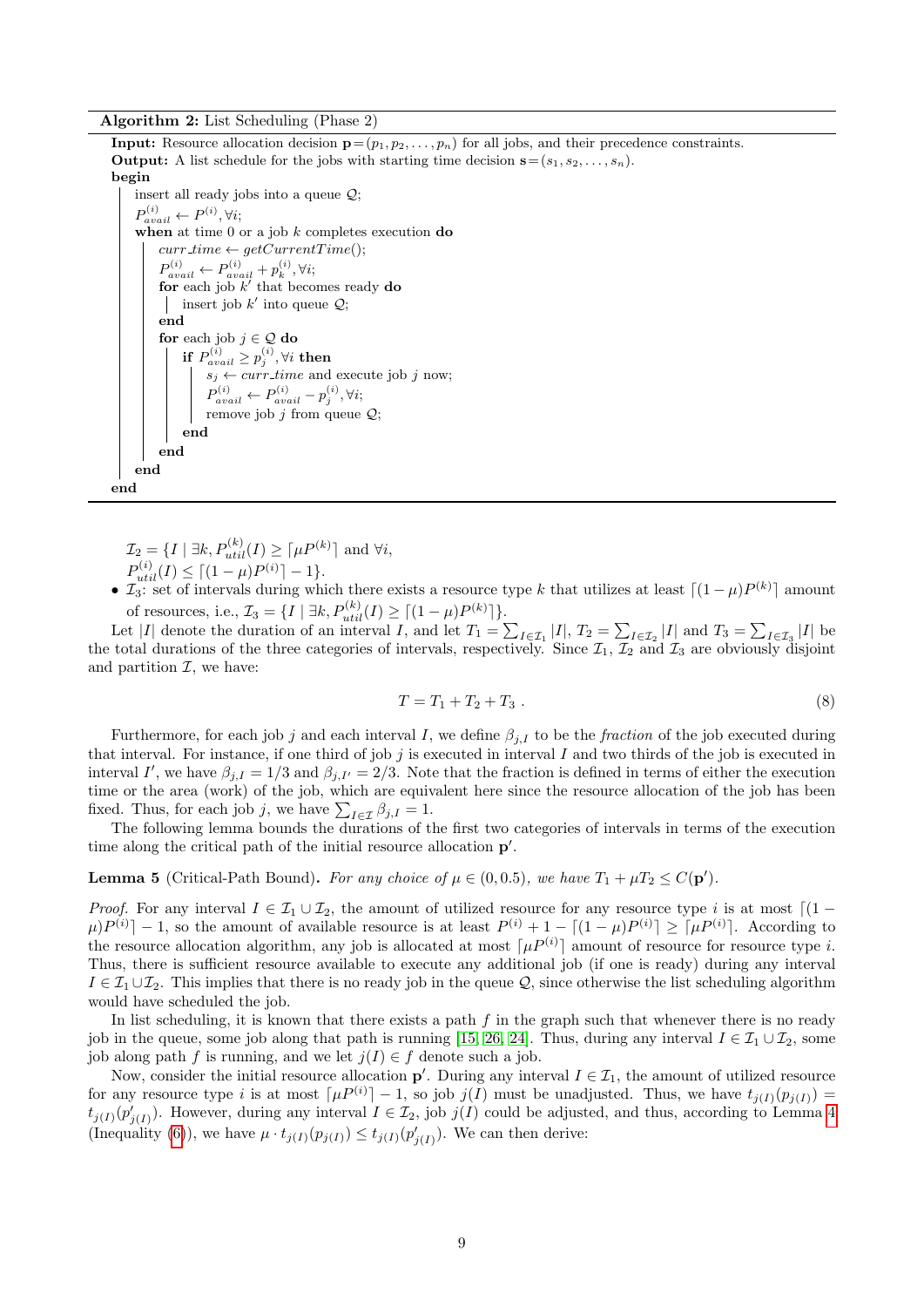**Algorithm 2:** List Scheduling (Phase 2)

```
Input: Resource allocation decision p=(p_1, p_2, ..., p_n) for all jobs, and their precedence constraints.
Output: A list schedule for the jobs with starting time decision s=(s_1, s_2, ..., s_n).
begin
    insert all ready jobs into a queue Q;
    P_avail^(i) ← P^(i), ∀i;
    when at time 0 or a job k completes execution do
        curr_time ← getCurrentTime();
        P_avail^(i) ← P_avail^(i) + p_k^(i), ∀i;
        for each job k' that becomes ready do
            insert job k' into queue Q;
        end
        for each job j ∈ Q do
            if P_avail^(i) ≥ p_j^(i), ∀i then
                s_j ← curr_time and execute job j now;
                P_avail^(i) ← P_avail^(i) − p_j^(i), ∀i;
                remove job j from queue Q;
            end
        end
    end
end
```

$\mathcal{I}_2 = \{I \mid \exists k, P_{util}^{(k)}(I) \geq \lceil \mu P^{(k)} \rceil$ and $\forall i,$
$P_{util}^{(i)}(I) \leq \lceil (1-\mu)P^{(i)} \rceil - 1\}$.

- $\mathcal{I}_3$: set of intervals during which there exists a resource type $k$ that utilizes at least $\lceil (1-\mu)P^{(k)} \rceil$ amount of resources, i.e., $\mathcal{I}_3 = \{I \mid \exists k, P_{util}^{(k)}(I) \geq \lceil (1-\mu)P^{(k)} \rceil\}$.

Let $|I|$ denote the duration of an interval $I$, and let $T_1 = \sum_{I \in \mathcal{I}_1} |I|$, $T_2 = \sum_{I \in \mathcal{I}_2} |I|$ and $T_3 = \sum_{I \in \mathcal{I}_3} |I|$ be the total durations of the three categories of intervals, respectively. Since $\mathcal{I}_1$, $\mathcal{I}_2$ and $\mathcal{I}_3$ are obviously disjoint and partition $\mathcal{I}$, we have:

$$T = T_1 + T_2 + T_3 \ . \tag{8}$$

Furthermore, for each job $j$ and each interval $I$, we define $\beta_{j,I}$ to be the *fraction* of the job executed during that interval. For instance, if one third of job $j$ is executed in interval $I$ and two thirds of the job is executed in interval $I'$, we have $\beta_{j,I} = 1/3$ and $\beta_{j,I'} = 2/3$. Note that the fraction is defined in terms of either the execution time or the area (work) of the job, which are equivalent here since the resource allocation of the job has been fixed. Thus, for each job $j$, we have $\sum_{I \in \mathcal{I}} \beta_{j,I} = 1$.

The following lemma bounds the durations of the first two categories of intervals in terms of the execution time along the critical path of the initial resource allocation $\mathbf{p}'$.

**Lemma 5** (Critical-Path Bound)**.** *For any choice of $\mu \in (0, 0.5)$, we have $T_1 + \mu T_2 \leq C(\mathbf{p}')$.*

*Proof.* For any interval $I \in \mathcal{I}_1 \cup \mathcal{I}_2$, the amount of utilized resource for any resource type $i$ is at most $\lceil (1-\mu)P^{(i)} \rceil - 1$, so the amount of available resource is at least $P^{(i)} + 1 - \lceil (1-\mu)P^{(i)} \rceil \geq \lceil \mu P^{(i)} \rceil$. According to the resource allocation algorithm, any job is allocated at most $\lceil \mu P^{(i)} \rceil$ amount of resource for resource type $i$. Thus, there is sufficient resource available to execute any additional job (if one is ready) during any interval $I \in \mathcal{I}_1 \cup \mathcal{I}_2$. This implies that there is no ready job in the queue $\mathcal{Q}$, since otherwise the list scheduling algorithm would have scheduled the job.

In list scheduling, it is known that there exists a path $f$ in the graph such that whenever there is no ready job in the queue, some job along that path is running [15, 26, 24]. Thus, during any interval $I \in \mathcal{I}_1 \cup \mathcal{I}_2$, some job along path $f$ is running, and we let $j(I) \in f$ denote such a job.

Now, consider the initial resource allocation $\mathbf{p}'$. During any interval $I \in \mathcal{I}_1$, the amount of utilized resource for any resource type $i$ is at most $\lceil \mu P^{(i)} \rceil - 1$, so job $j(I)$ must be unadjusted. Thus, we have $t_{j(I)}(p_{j(I)}) = t_{j(I)}(p'_{j(I)})$. However, during any interval $I \in \mathcal{I}_2$, job $j(I)$ could be adjusted, and thus, according to Lemma 4 (Inequality (6)), we have $\mu \cdot t_{j(I)}(p_{j(I)}) \leq t_{j(I)}(p'_{j(I)})$. We can then derive: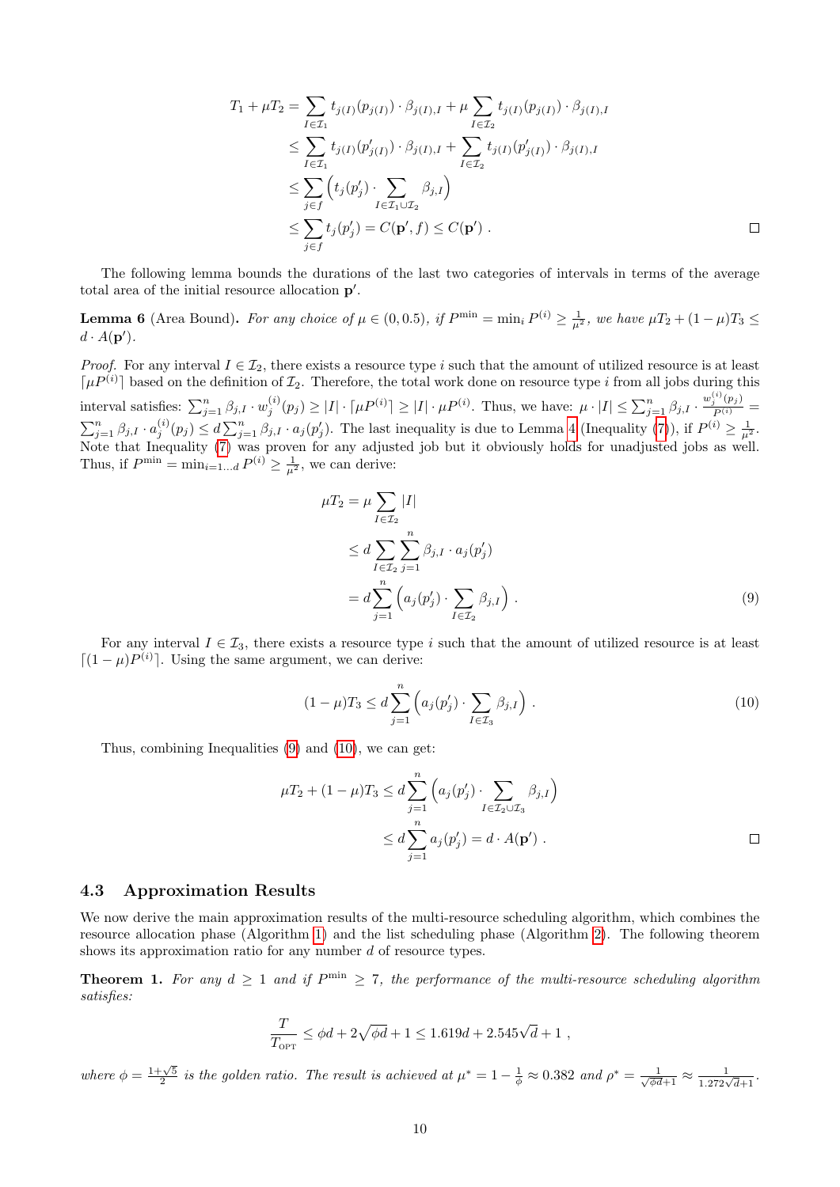$$
\begin{aligned}
T_1 + \mu T_2 &= \sum_{I\in\mathcal{I}_1} t_{j(I)}(p_{j(I)}) \cdot \beta_{j(I),I} + \mu \sum_{I\in\mathcal{I}_2} t_{j(I)}(p_{j(I)}) \cdot \beta_{j(I),I} \\
&\le \sum_{I\in\mathcal{I}_1} t_{j(I)}(p'_{j(I)}) \cdot \beta_{j(I),I} + \sum_{I\in\mathcal{I}_2} t_{j(I)}(p'_{j(I)}) \cdot \beta_{j(I),I} \\
&\le \sum_{j\in f} \Big( t_j(p'_j) \cdot \sum_{I\in\mathcal{I}_1\cup\mathcal{I}_2} \beta_{j,I} \Big) \\
&\le \sum_{j\in f} t_j(p'_j) = C(\mathbf{p}', f) \le C(\mathbf{p}') \ . \qquad \square
\end{aligned}
$$

The following lemma bounds the durations of the last two categories of intervals in terms of the average total area of the initial resource allocation $\mathbf{p}'$.

**Lemma 6** (Area Bound)**.** *For any choice of $\mu \in (0, 0.5)$, if $P^{\min} = \min_i P^{(i)} \ge \frac{1}{\mu^2}$, we have $\mu T_2 + (1-\mu)T_3 \le d \cdot A(\mathbf{p}')$.*

*Proof.* For any interval $I \in \mathcal{I}_2$, there exists a resource type $i$ such that the amount of utilized resource is at least $\lceil \mu P^{(i)} \rceil$ based on the definition of $\mathcal{I}_2$. Therefore, the total work done on resource type $i$ from all jobs during this interval satisfies: $\sum_{j=1}^{n} \beta_{j,I} \cdot w_j^{(i)}(p_j) \ge |I| \cdot \lceil \mu P^{(i)} \rceil \ge |I| \cdot \mu P^{(i)}$. Thus, we have: $\mu \cdot |I| \le \sum_{j=1}^{n} \beta_{j,I} \cdot \frac{w_j^{(i)}(p_j)}{P^{(i)}} = \sum_{j=1}^{n} \beta_{j,I} \cdot a_j^{(i)}(p_j) \le d \sum_{j=1}^{n} \beta_{j,I} \cdot a_j(p'_j)$. The last inequality is due to Lemma 4 (Inequality (7)), if $P^{(i)} \ge \frac{1}{\mu^2}$. Note that Inequality (7) was proven for any adjusted job but it obviously holds for unadjusted jobs as well. Thus, if $P^{\min} = \min_{i=1\ldots d} P^{(i)} \ge \frac{1}{\mu^2}$, we can derive:

$$
\begin{aligned}
\mu T_2 &= \mu \sum_{I\in\mathcal{I}_2} |I| \\
&\le d \sum_{I\in\mathcal{I}_2} \sum_{j=1}^{n} \beta_{j,I} \cdot a_j(p'_j) \\
&= d \sum_{j=1}^{n} \Big( a_j(p'_j) \cdot \sum_{I\in\mathcal{I}_2} \beta_{j,I} \Big) \ . \qquad (9)
\end{aligned}
$$

For any interval $I \in \mathcal{I}_3$, there exists a resource type $i$ such that the amount of utilized resource is at least $\lceil (1-\mu)P^{(i)} \rceil$. Using the same argument, we can derive:

$$
(1-\mu)T_3 \le d \sum_{j=1}^{n} \Big( a_j(p'_j) \cdot \sum_{I\in\mathcal{I}_3} \beta_{j,I} \Big) \ . \qquad (10)
$$

Thus, combining Inequalities (9) and (10), we can get:

$$
\begin{aligned}
\mu T_2 + (1-\mu)T_3 &\le d \sum_{j=1}^{n} \Big( a_j(p'_j) \cdot \sum_{I\in\mathcal{I}_2\cup\mathcal{I}_3} \beta_{j,I} \Big) \\
&\le d \sum_{j=1}^{n} a_j(p'_j) = d \cdot A(\mathbf{p}') \ . \qquad \square
\end{aligned}
$$

### 4.3 Approximation Results

We now derive the main approximation results of the multi-resource scheduling algorithm, which combines the resource allocation phase (Algorithm 1) and the list scheduling phase (Algorithm 2). The following theorem shows its approximation ratio for any number $d$ of resource types.

**Theorem 1.** *For any $d \ge 1$ and if $P^{\min} \ge 7$, the performance of the multi-resource scheduling algorithm satisfies:*

$$
\frac{T}{T_{\text{OPT}}} \le \phi d + 2\sqrt{\phi d} + 1 \le 1.619d + 2.545\sqrt{d} + 1 \ ,
$$

*where $\phi = \frac{1+\sqrt{5}}{2}$ is the golden ratio. The result is achieved at $\mu^* = 1 - \frac{1}{\phi} \approx 0.382$ and $\rho^* = \frac{1}{\sqrt{\phi d}+1} \approx \frac{1}{1.272\sqrt{d}+1}$.*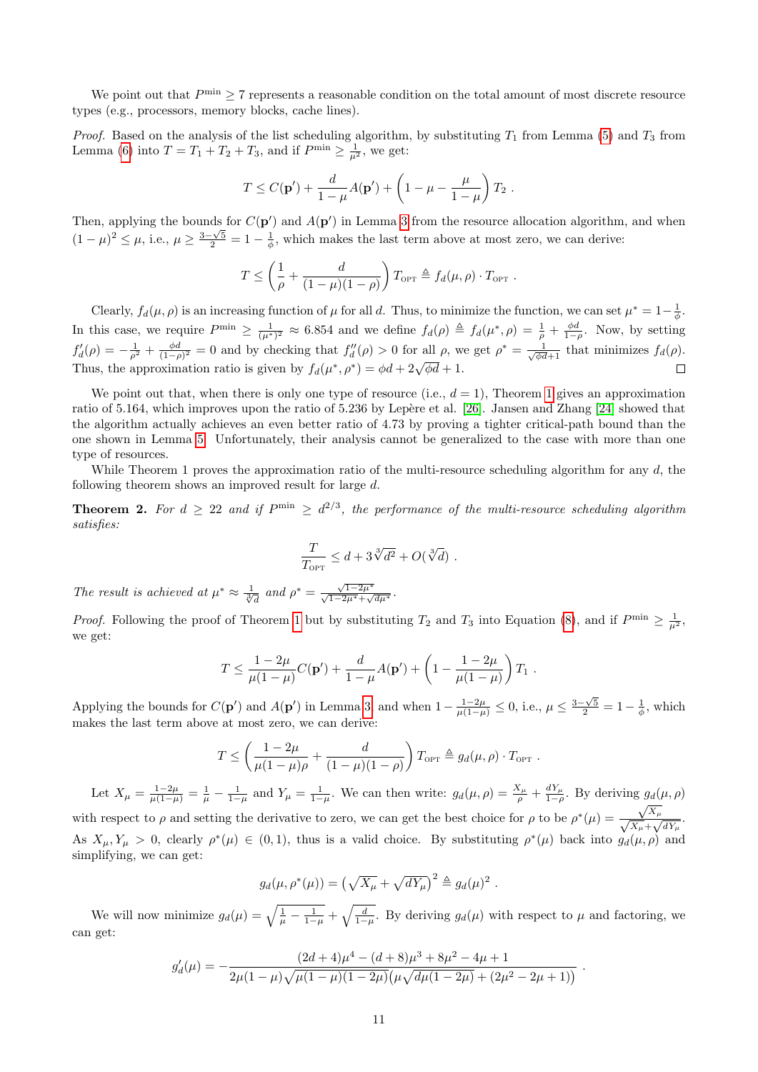We point out that $P^{\min} \geq 7$ represents a reasonable condition on the total amount of most discrete resource types (e.g., processors, memory blocks, cache lines).

*Proof.* Based on the analysis of the list scheduling algorithm, by substituting $T_1$ from Lemma (5) and $T_3$ from Lemma (6) into $T = T_1 + T_2 + T_3$, and if $P^{\min} \geq \frac{1}{\mu^2}$, we get:

$$T \leq C(\mathbf{p}') + \frac{d}{1-\mu} A(\mathbf{p}') + \left(1 - \mu - \frac{\mu}{1-\mu}\right) T_2 \ .$$

Then, applying the bounds for $C(\mathbf{p}')$ and $A(\mathbf{p}')$ in Lemma 3 from the resource allocation algorithm, and when $(1-\mu)^2 \leq \mu$, i.e., $\mu \geq \frac{3-\sqrt{5}}{2} = 1 - \frac{1}{\phi}$, which makes the last term above at most zero, we can derive:

$$T \leq \left(\frac{1}{\rho} + \frac{d}{(1-\mu)(1-\rho)}\right) T_{\text{OPT}} \triangleq f_d(\mu, \rho) \cdot T_{\text{OPT}} \ .$$

Clearly, $f_d(\mu, \rho)$ is an increasing function of $\mu$ for all $d$. Thus, to minimize the function, we can set $\mu^* = 1 - \frac{1}{\phi}$. In this case, we require $P^{\min} \geq \frac{1}{(\mu^*)^2} \approx 6.854$ and we define $f_d(\rho) \triangleq f_d(\mu^*, \rho) = \frac{1}{\rho} + \frac{\phi d}{1-\rho}$. Now, by setting $f_d'(\rho) = -\frac{1}{\rho^2} + \frac{\phi d}{(1-\rho)^2} = 0$ and by checking that $f_d''(\rho) > 0$ for all $\rho$, we get $\rho^* = \frac{1}{\sqrt{\phi d}+1}$ that minimizes $f_d(\rho)$. Thus, the approximation ratio is given by $f_d(\mu^*, \rho^*) = \phi d + 2\sqrt{\phi d} + 1$. ◻

We point out that, when there is only one type of resource (i.e., $d = 1$), Theorem 1 gives an approximation ratio of 5.164, which improves upon the ratio of 5.236 by Lepère et al. [26]. Jansen and Zhang [24] showed that the algorithm actually achieves an even better ratio of 4.73 by proving a tighter critical-path bound than the one shown in Lemma 5. Unfortunately, their analysis cannot be generalized to the case with more than one type of resources.

While Theorem 1 proves the approximation ratio of the multi-resource scheduling algorithm for any $d$, the following theorem shows an improved result for large $d$.

**Theorem 2.** *For $d \geq 22$ and if $P^{\min} \geq d^{2/3}$, the performance of the multi-resource scheduling algorithm satisfies:*

$$\frac{T}{T_{\text{OPT}}} \leq d + 3\sqrt[3]{d^2} + O(\sqrt[3]{d}) \ .$$

*The result is achieved at $\mu^* \approx \frac{1}{\sqrt[3]{d}}$ and $\rho^* = \frac{\sqrt{1-2\mu^*}}{\sqrt{1-2\mu^*}+\sqrt{d\mu^*}}$.*

*Proof.* Following the proof of Theorem 1 but by substituting $T_2$ and $T_3$ into Equation (8), and if $P^{\min} \geq \frac{1}{\mu^2}$, we get:

$$T \leq \frac{1-2\mu}{\mu(1-\mu)} C(\mathbf{p}') + \frac{d}{1-\mu} A(\mathbf{p}') + \left(1 - \frac{1-2\mu}{\mu(1-\mu)}\right) T_1 \ .$$

Applying the bounds for $C(\mathbf{p}')$ and $A(\mathbf{p}')$ in Lemma 3 and when $1 - \frac{1-2\mu}{\mu(1-\mu)} \leq 0$, i.e., $\mu \leq \frac{3-\sqrt{5}}{2} = 1 - \frac{1}{\phi}$, which makes the last term above at most zero, we can derive:

$$T \leq \left(\frac{1-2\mu}{\mu(1-\mu)\rho} + \frac{d}{(1-\mu)(1-\rho)}\right) T_{\text{OPT}} \triangleq g_d(\mu, \rho) \cdot T_{\text{OPT}} \ .$$

Let $X_\mu = \frac{1-2\mu}{\mu(1-\mu)} = \frac{1}{\mu} - \frac{1}{1-\mu}$ and $Y_\mu = \frac{1}{1-\mu}$. We can then write: $g_d(\mu, \rho) = \frac{X_\mu}{\rho} + \frac{dY_\mu}{1-\rho}$. By deriving $g_d(\mu, \rho)$ with respect to $\rho$ and setting the derivative to zero, we can get the best choice for $\rho$ to be $\rho^*(\mu) = \frac{\sqrt{X_\mu}}{\sqrt{X_\mu}+\sqrt{dY_\mu}}$. As $X_\mu, Y_\mu > 0$, clearly $\rho^*(\mu) \in (0, 1)$, thus is a valid choice. By substituting $\rho^*(\mu)$ back into $g_d(\mu, \rho)$ and simplifying, we can get:

$$g_d(\mu, \rho^*(\mu)) = \left(\sqrt{X_\mu} + \sqrt{dY_\mu}\right)^2 \triangleq g_d(\mu)^2 \ .$$

We will now minimize $g_d(\mu) = \sqrt{\frac{1}{\mu} - \frac{1}{1-\mu}} + \sqrt{\frac{d}{1-\mu}}$. By deriving $g_d(\mu)$ with respect to $\mu$ and factoring, we can get:

$$g_d'(\mu) = -\frac{(2d+4)\mu^4 - (d+8)\mu^3 + 8\mu^2 - 4\mu + 1}{2\mu(1-\mu)\sqrt{\mu(1-\mu)(1-2\mu)}\left(\mu\sqrt{d\mu(1-2\mu)} + (2\mu^2 - 2\mu + 1)\right)} \ .$$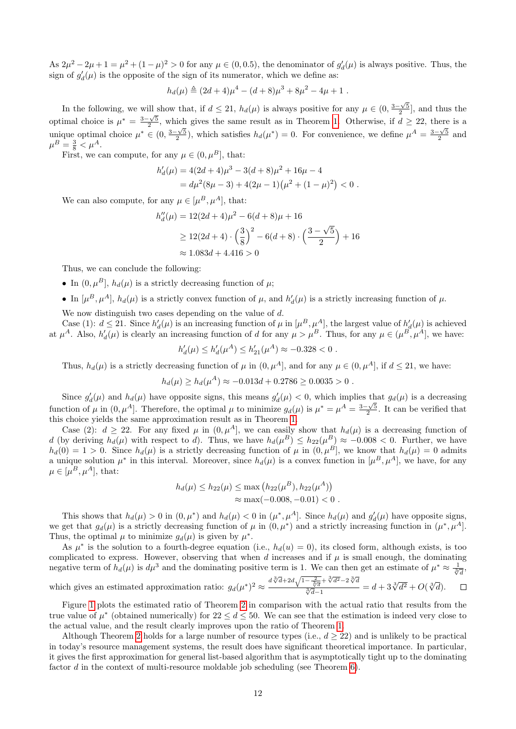As $2\mu^2 - 2\mu + 1 = \mu^2 + (1-\mu)^2 > 0$ for any $\mu \in (0, 0.5)$, the denominator of $g_d'(\mu)$ is always positive. Thus, the sign of $g_d'(\mu)$ is the opposite of the sign of its numerator, which we define as:

$$h_d(\mu) \triangleq (2d+4)\mu^4 - (d+8)\mu^3 + 8\mu^2 - 4\mu + 1 \ .$$

In the following, we will show that, if $d \leq 21$, $h_d(\mu)$ is always positive for any $\mu \in (0, \frac{3-\sqrt{5}}{2}]$, and thus the optimal choice is $\mu^* = \frac{3-\sqrt{5}}{2}$, which gives the same result as in Theorem 1. Otherwise, if $d \geq 22$, there is a unique optimal choice $\mu^* \in (0, \frac{3-\sqrt{5}}{2})$, which satisfies $h_d(\mu^*) = 0$. For convenience, we define $\mu^A = \frac{3-\sqrt{5}}{2}$ and $\mu^B = \frac{3}{8} < \mu^A$.

First, we can compute, for any $\mu \in (0, \mu^B]$, that:

$$\begin{aligned} h_d'(\mu) &= 4(2d+4)\mu^3 - 3(d+8)\mu^2 + 16\mu - 4 \\ &= d\mu^2(8\mu - 3) + 4(2\mu - 1)\big(\mu^2 + (1-\mu)^2\big) < 0 \ . \end{aligned}$$

We can also compute, for any $\mu \in [\mu^B, \mu^A]$, that:

$$\begin{aligned} h_d''(\mu) &= 12(2d+4)\mu^2 - 6(d+8)\mu + 16 \\ &\geq 12(2d+4) \cdot \left(\frac{3}{8}\right)^2 - 6(d+8) \cdot \left(\frac{3-\sqrt{5}}{2}\right) + 16 \\ &\approx 1.083d + 4.416 > 0 \end{aligned}$$

Thus, we can conclude the following:

- In $(0, \mu^B]$, $h_d(\mu)$ is a strictly decreasing function of $\mu$;
- In $[\mu^B, \mu^A]$, $h_d(\mu)$ is a strictly convex function of $\mu$, and $h_d'(\mu)$ is a strictly increasing function of $\mu$.

We now distinguish two cases depending on the value of $d$.

Case (1): $d \leq 21$. Since $h_d'(\mu)$ is an increasing function of $\mu$ in $[\mu^B, \mu^A]$, the largest value of $h_d'(\mu)$ is achieved at $\mu^A$. Also, $h_d'(\mu)$ is clearly an increasing function of $d$ for any $\mu > \mu^B$. Thus, for any $\mu \in (\mu^B, \mu^A]$, we have:

$$h_d'(\mu) \leq h_d'(\mu^A) \leq h_{21}'(\mu^A) \approx -0.328 < 0 \ .$$

Thus, $h_d(\mu)$ is a strictly decreasing function of $\mu$ in $(0, \mu^A]$, and for any $\mu \in (0, \mu^A]$, if $d \leq 21$, we have:

$$h_d(\mu) \geq h_d(\mu^A) \approx -0.013d + 0.2786 \geq 0.0035 > 0 \ .$$

Since $g_d'(\mu)$ and $h_d(\mu)$ have opposite signs, this means $g_d'(\mu) < 0$, which implies that $g_d(\mu)$ is a decreasing function of $\mu$ in $(0, \mu^A]$. Therefore, the optimal $\mu$ to minimize $g_d(\mu)$ is $\mu^* = \mu^A = \frac{3-\sqrt{5}}{2}$. It can be verified that this choice yields the same approximation result as in Theorem 1.

Case (2): $d \geq 22$. For any fixed $\mu$ in $(0, \mu^A]$, we can easily show that $h_d(\mu)$ is a decreasing function of $d$ (by deriving $h_d(\mu)$ with respect to $d$). Thus, we have $h_d(\mu^B) \leq h_{22}(\mu^B) \approx -0.008 < 0$. Further, we have $h_d(0) = 1 > 0$. Since $h_d(\mu)$ is a strictly decreasing function of $\mu$ in $(0, \mu^B]$, we know that $h_d(\mu) = 0$ admits a unique solution $\mu^*$ in this interval. Moreover, since $h_d(\mu)$ is a convex function in $[\mu^B, \mu^A]$, we have, for any $\mu \in [\mu^B, \mu^A]$, that:

$$\begin{aligned} h_d(\mu) \leq h_{22}(\mu) &\leq \max\big(h_{22}(\mu^B), h_{22}(\mu^A)\big) \\ &\approx \max(-0.008, -0.01) < 0 \ . \end{aligned}$$

This shows that $h_d(\mu) > 0$ in $(0, \mu^*)$ and $h_d(\mu) < 0$ in $(\mu^*, \mu^A]$. Since $h_d(\mu)$ and $g_d'(\mu)$ have opposite signs, we get that $g_d(\mu)$ is a strictly decreasing function of $\mu$ in $(0, \mu^*)$ and a strictly increasing function in $(\mu^*, \mu^A]$. Thus, the optimal $\mu$ to minimize $g_d(\mu)$ is given by $\mu^*$.

As $\mu^*$ is the solution to a fourth-degree equation (i.e., $h_d(u) = 0$), its closed form, although exists, is too complicated to express. However, observing that when $d$ increases and if $\mu$ is small enough, the dominating negative term of $h_d(\mu)$ is $d\mu^3$ and the dominating positive term is 1. We can then get an estimate of $\mu^* \approx \frac{1}{\sqrt[3]{d}}$, which gives an estimated approximation ratio: $g_d(\mu^*)^2 \approx \frac{d\sqrt[3]{d} + 2d\sqrt{1 - \frac{2}{\sqrt[3]{d}}} + \sqrt[3]{d^2} - 2\sqrt[3]{d}}{\sqrt[3]{d} - 1} = d + 3\sqrt[3]{d^2} + O(\sqrt[3]{d})$. $\square$

Figure 1 plots the estimated ratio of Theorem 2 in comparison with the actual ratio that results from the true value of $\mu^*$ (obtained numerically) for $22 \leq d \leq 50$. We can see that the estimation is indeed very close to the actual value, and the result clearly improves upon the ratio of Theorem 1.

Although Theorem 2 holds for a large number of resource types (i.e., $d \geq 22$) and is unlikely to be practical in today's resource management systems, the result does have significant theoretical importance. In particular, it gives the first approximation for general list-based algorithm that is asymptotically tight up to the dominating factor $d$ in the context of multi-resource moldable job scheduling (see Theorem 6).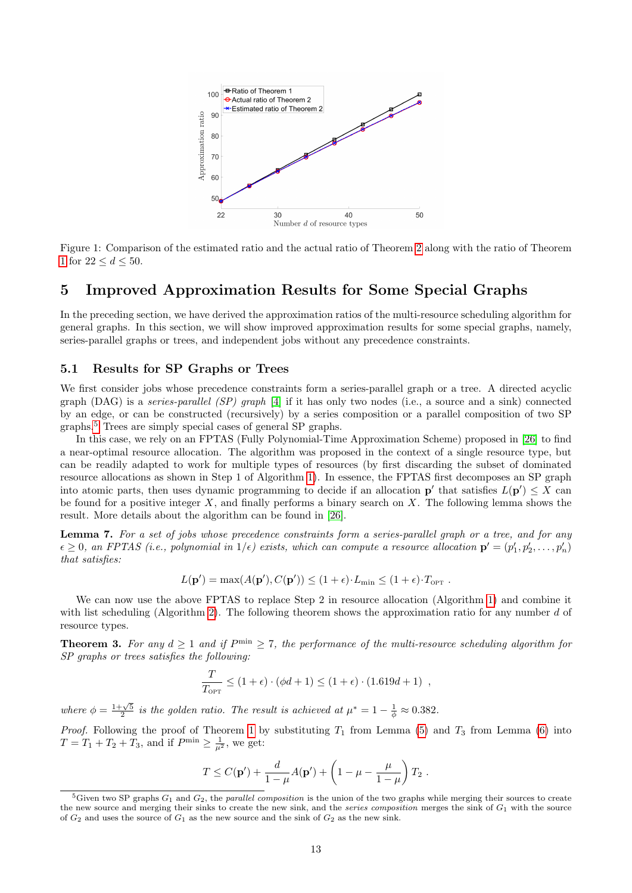Figure 1: Comparison of the estimated ratio and the actual ratio of Theorem 2 along with the ratio of Theorem 1 for $22 \le d \le 50$.

## 5 Improved Approximation Results for Some Special Graphs

In the preceding section, we have derived the approximation ratios of the multi-resource scheduling algorithm for general graphs. In this section, we will show improved approximation results for some special graphs, namely, series-parallel graphs or trees, and independent jobs without any precedence constraints.

### 5.1 Results for SP Graphs or Trees

We first consider jobs whose precedence constraints form a series-parallel graph or a tree. A directed acyclic graph (DAG) is a *series-parallel (SP) graph* [4] if it has only two nodes (i.e., a source and a sink) connected by an edge, or can be constructed (recursively) by a series composition or a parallel composition of two SP graphs.[5] Trees are simply special cases of general SP graphs.

In this case, we rely on an FPTAS (Fully Polynomial-Time Approximation Scheme) proposed in [26] to find a near-optimal resource allocation. The algorithm was proposed in the context of a single resource type, but can be readily adapted to work for multiple types of resources (by first discarding the subset of dominated resource allocations as shown in Step 1 of Algorithm 1). In essence, the FPTAS first decomposes an SP graph into atomic parts, then uses dynamic programming to decide if an allocation $\mathbf{p}'$ that satisfies $L(\mathbf{p}') \le X$ can be found for a positive integer $X$, and finally performs a binary search on $X$. The following lemma shows the result. More details about the algorithm can be found in [26].

**Lemma 7.** *For a set of jobs whose precedence constraints form a series-parallel graph or a tree, and for any $\epsilon \ge 0$, an FPTAS (i.e., polynomial in $1/\epsilon$) exists, which can compute a resource allocation $\mathbf{p}' = (p'_1, p'_2, \dots, p'_n)$ that satisfies:*

$$L(\mathbf{p}') = \max(A(\mathbf{p}'), C(\mathbf{p}')) \le (1+\epsilon)\cdot L_{\min} \le (1+\epsilon)\cdot T_{\text{OPT}} \ .$$

We can now use the above FPTAS to replace Step 2 in resource allocation (Algorithm 1) and combine it with list scheduling (Algorithm 2). The following theorem shows the approximation ratio for any number $d$ of resource types.

**Theorem 3.** *For any $d \ge 1$ and if $P^{\min} \ge 7$, the performance of the multi-resource scheduling algorithm for SP graphs or trees satisfies the following:*

$$\frac{T}{T_{\text{OPT}}} \le (1+\epsilon)\cdot(\phi d + 1) \le (1+\epsilon)\cdot(1.619d+1) \ ,$$

*where $\phi = \frac{1+\sqrt{5}}{2}$ is the golden ratio. The result is achieved at $\mu^* = 1 - \frac{1}{\phi} \approx 0.382$.*

*Proof.* Following the proof of Theorem 1 by substituting $T_1$ from Lemma (5) and $T_3$ from Lemma (6) into $T = T_1 + T_2 + T_3$, and if $P^{\min} \ge \frac{1}{\mu^2}$, we get:

$$T \le C(\mathbf{p}') + \frac{d}{1-\mu}A(\mathbf{p}') + \left(1 - \mu - \frac{\mu}{1-\mu}\right)T_2 \ .$$

[5] Given two SP graphs $G_1$ and $G_2$, the *parallel composition* is the union of the two graphs while merging their sources to create the new source and merging their sinks to create the new sink, and the *series composition* merges the sink of $G_1$ with the source of $G_2$ and uses the source of $G_1$ as the new source and the sink of $G_2$ as the new sink.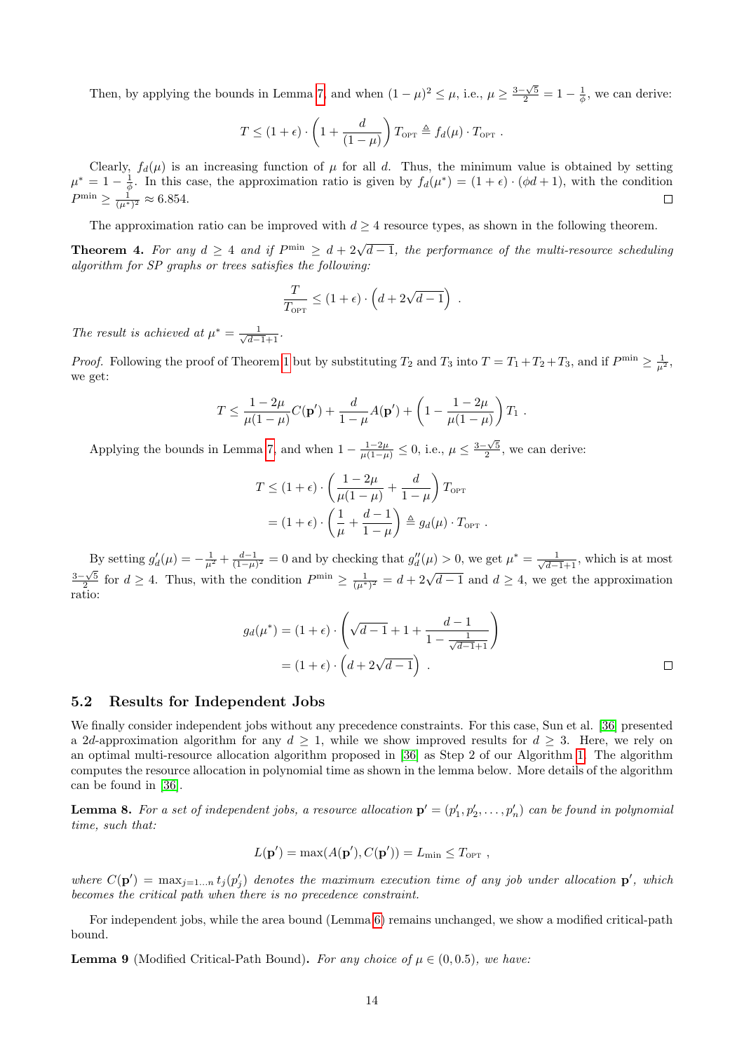Then, by applying the bounds in Lemma 7, and when $(1-\mu)^2 \leq \mu$, i.e., $\mu \geq \frac{3-\sqrt{5}}{2} = 1 - \frac{1}{\phi}$, we can derive:

$$T \leq (1+\epsilon) \cdot \left(1 + \frac{d}{(1-\mu)}\right) T_{\text{OPT}} \triangleq f_d(\mu) \cdot T_{\text{OPT}} \ .$$

Clearly, $f_d(\mu)$ is an increasing function of $\mu$ for all $d$. Thus, the minimum value is obtained by setting $\mu^* = 1 - \frac{1}{\phi}$. In this case, the approximation ratio is given by $f_d(\mu^*) = (1+\epsilon) \cdot (\phi d + 1)$, with the condition $P^{\min} \geq \frac{1}{(\mu^*)^2} \approx 6.854$. ◻

The approximation ratio can be improved with $d \geq 4$ resource types, as shown in the following theorem.

**Theorem 4.** *For any $d \geq 4$ and if $P^{\min} \geq d + 2\sqrt{d-1}$, the performance of the multi-resource scheduling algorithm for SP graphs or trees satisfies the following:*

$$\frac{T}{T_{\text{OPT}}} \leq (1+\epsilon) \cdot \left(d + 2\sqrt{d-1}\right) \ .$$

*The result is achieved at $\mu^* = \frac{1}{\sqrt{d-1}+1}$.*

*Proof.* Following the proof of Theorem 1 but by substituting $T_2$ and $T_3$ into $T = T_1 + T_2 + T_3$, and if $P^{\min} \geq \frac{1}{\mu^2}$, we get:

$$T \leq \frac{1-2\mu}{\mu(1-\mu)} C(\mathbf{p}') + \frac{d}{1-\mu} A(\mathbf{p}') + \left(1 - \frac{1-2\mu}{\mu(1-\mu)}\right) T_1 \ .$$

Applying the bounds in Lemma 7, and when $1 - \frac{1-2\mu}{\mu(1-\mu)} \leq 0$, i.e., $\mu \leq \frac{3-\sqrt{5}}{2}$, we can derive:

$$\begin{aligned}
T &\leq (1+\epsilon) \cdot \left(\frac{1-2\mu}{\mu(1-\mu)} + \frac{d}{1-\mu}\right) T_{\text{OPT}} \\
&= (1+\epsilon) \cdot \left(\frac{1}{\mu} + \frac{d-1}{1-\mu}\right) \triangleq g_d(\mu) \cdot T_{\text{OPT}} \ .
\end{aligned}$$

By setting $g_d'(\mu) = -\frac{1}{\mu^2} + \frac{d-1}{(1-\mu)^2} = 0$ and by checking that $g_d''(\mu) > 0$, we get $\mu^* = \frac{1}{\sqrt{d-1}+1}$, which is at most $\frac{3-\sqrt{5}}{2}$ for $d \geq 4$. Thus, with the condition $P^{\min} \geq \frac{1}{(\mu^*)^2} = d + 2\sqrt{d-1}$ and $d \geq 4$, we get the approximation ratio:

$$\begin{aligned}
g_d(\mu^*) &= (1+\epsilon) \cdot \left(\sqrt{d-1} + 1 + \frac{d-1}{1 - \frac{1}{\sqrt{d-1}+1}}\right) \\
&= (1+\epsilon) \cdot \left(d + 2\sqrt{d-1}\right) \ .
\end{aligned}$$

◻

## 5.2 Results for Independent Jobs

We finally consider independent jobs without any precedence constraints. For this case, Sun et al. [36] presented a $2d$-approximation algorithm for any $d \geq 1$, while we show improved results for $d \geq 3$. Here, we rely on an optimal multi-resource allocation algorithm proposed in [36] as Step 2 of our Algorithm 1. The algorithm computes the resource allocation in polynomial time as shown in the lemma below. More details of the algorithm can be found in [36].

**Lemma 8.** *For a set of independent jobs, a resource allocation $\mathbf{p}' = (p_1', p_2', \dots, p_n')$ can be found in polynomial time, such that:*

$$L(\mathbf{p}') = \max(A(\mathbf{p}'), C(\mathbf{p}')) = L_{\min} \leq T_{\text{OPT}} \ ,$$

*where $C(\mathbf{p}') = \max_{j=1\dots n} t_j(p_j')$ denotes the maximum execution time of any job under allocation $\mathbf{p}'$, which becomes the critical path when there is no precedence constraint.*

For independent jobs, while the area bound (Lemma 6) remains unchanged, we show a modified critical-path bound.

**Lemma 9** (Modified Critical-Path Bound)**.** *For any choice of $\mu \in (0, 0.5)$, we have:*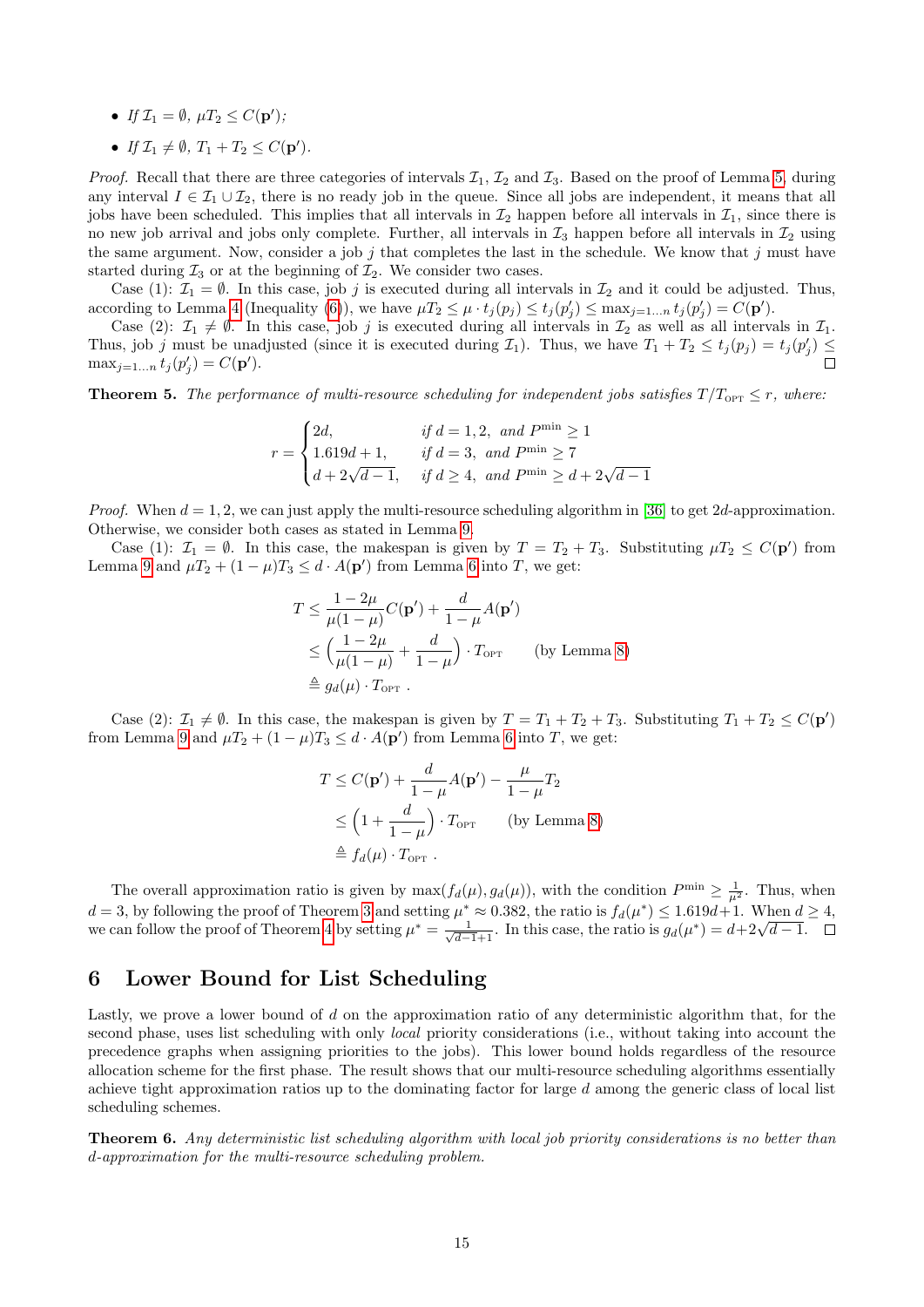- *If $\mathcal{I}_1 = \emptyset$, $\mu T_2 \leq C(\mathbf{p}')$;*
- *If $\mathcal{I}_1 \neq \emptyset$, $T_1 + T_2 \leq C(\mathbf{p}')$.*

*Proof.* Recall that there are three categories of intervals $\mathcal{I}_1$, $\mathcal{I}_2$ and $\mathcal{I}_3$. Based on the proof of Lemma 5, during any interval $I \in \mathcal{I}_1 \cup \mathcal{I}_2$, there is no ready job in the queue. Since all jobs are independent, it means that all jobs have been scheduled. This implies that all intervals in $\mathcal{I}_2$ happen before all intervals in $\mathcal{I}_1$, since there is no new job arrival and jobs only complete. Further, all intervals in $\mathcal{I}_3$ happen before all intervals in $\mathcal{I}_2$ using the same argument. Now, consider a job $j$ that completes the last in the schedule. We know that $j$ must have started during $\mathcal{I}_3$ or at the beginning of $\mathcal{I}_2$. We consider two cases.

Case (1): $\mathcal{I}_1 = \emptyset$. In this case, job $j$ is executed during all intervals in $\mathcal{I}_2$ and it could be adjusted. Thus, according to Lemma 4 (Inequality (6)), we have $\mu T_2 \leq \mu \cdot t_j(p_j) \leq t_j(p'_j) \leq \max_{j=1\ldots n} t_j(p'_j) = C(\mathbf{p}')$.

Case (2): $\mathcal{I}_1 \neq \emptyset$. In this case, job $j$ is executed during all intervals in $\mathcal{I}_2$ as well as all intervals in $\mathcal{I}_1$. Thus, job $j$ must be unadjusted (since it is executed during $\mathcal{I}_1$). Thus, we have $T_1 + T_2 \leq t_j(p_j) = t_j(p'_j) \leq \max_{j=1\ldots n} t_j(p'_j) = C(\mathbf{p}')$. $\square$

**Theorem 5.** *The performance of multi-resource scheduling for independent jobs satisfies $T/T_{\text{OPT}} \leq r$, where:*

$$
r = \begin{cases} 2d, & \text{if } d = 1, 2, \text{ and } P^{\min} \geq 1 \\ 1.619d + 1, & \text{if } d = 3, \text{ and } P^{\min} \geq 7 \\ d + 2\sqrt{d-1}, & \text{if } d \geq 4, \text{ and } P^{\min} \geq d + 2\sqrt{d-1} \end{cases}
$$

*Proof.* When $d = 1, 2$, we can just apply the multi-resource scheduling algorithm in [36] to get $2d$-approximation. Otherwise, we consider both cases as stated in Lemma 9.

Case (1): $\mathcal{I}_1 = \emptyset$. In this case, the makespan is given by $T = T_2 + T_3$. Substituting $\mu T_2 \leq C(\mathbf{p}')$ from Lemma 9 and $\mu T_2 + (1-\mu) T_3 \leq d \cdot A(\mathbf{p}')$ from Lemma 6 into $T$, we get:

$$
\begin{aligned}
T &\leq \frac{1-2\mu}{\mu(1-\mu)} C(\mathbf{p}') + \frac{d}{1-\mu} A(\mathbf{p}') \\
&\leq \left( \frac{1-2\mu}{\mu(1-\mu)} + \frac{d}{1-\mu} \right) \cdot T_{\text{OPT}} \qquad \text{(by Lemma 8)} \\
&\triangleq g_d(\mu) \cdot T_{\text{OPT}} \ .
\end{aligned}
$$

Case (2): $\mathcal{I}_1 \neq \emptyset$. In this case, the makespan is given by $T = T_1 + T_2 + T_3$. Substituting $T_1 + T_2 \leq C(\mathbf{p}')$ from Lemma 9 and $\mu T_2 + (1-\mu) T_3 \leq d \cdot A(\mathbf{p}')$ from Lemma 6 into $T$, we get:

$$
\begin{aligned}
T &\leq C(\mathbf{p}') + \frac{d}{1-\mu} A(\mathbf{p}') - \frac{\mu}{1-\mu} T_2 \\
&\leq \left( 1 + \frac{d}{1-\mu} \right) \cdot T_{\text{OPT}} \qquad \text{(by Lemma 8)} \\
&\triangleq f_d(\mu) \cdot T_{\text{OPT}} \ .
\end{aligned}
$$

The overall approximation ratio is given by $\max(f_d(\mu), g_d(\mu))$, with the condition $P^{\min} \geq \frac{1}{\mu^2}$. Thus, when $d = 3$, by following the proof of Theorem 3 and setting $\mu^* \approx 0.382$, the ratio is $f_d(\mu^*) \leq 1.619d + 1$. When $d \geq 4$, we can follow the proof of Theorem 4 by setting $\mu^* = \frac{1}{\sqrt{d-1}+1}$. In this case, the ratio is $g_d(\mu^*) = d + 2\sqrt{d-1}$. $\square$

# 6 Lower Bound for List Scheduling

Lastly, we prove a lower bound of $d$ on the approximation ratio of any deterministic algorithm that, for the second phase, uses list scheduling with only *local* priority considerations (i.e., without taking into account the precedence graphs when assigning priorities to the jobs). This lower bound holds regardless of the resource allocation scheme for the first phase. The result shows that our multi-resource scheduling algorithms essentially achieve tight approximation ratios up to the dominating factor for large $d$ among the generic class of local list scheduling schemes.

**Theorem 6.** *Any deterministic list scheduling algorithm with local job priority considerations is no better than $d$-approximation for the multi-resource scheduling problem.*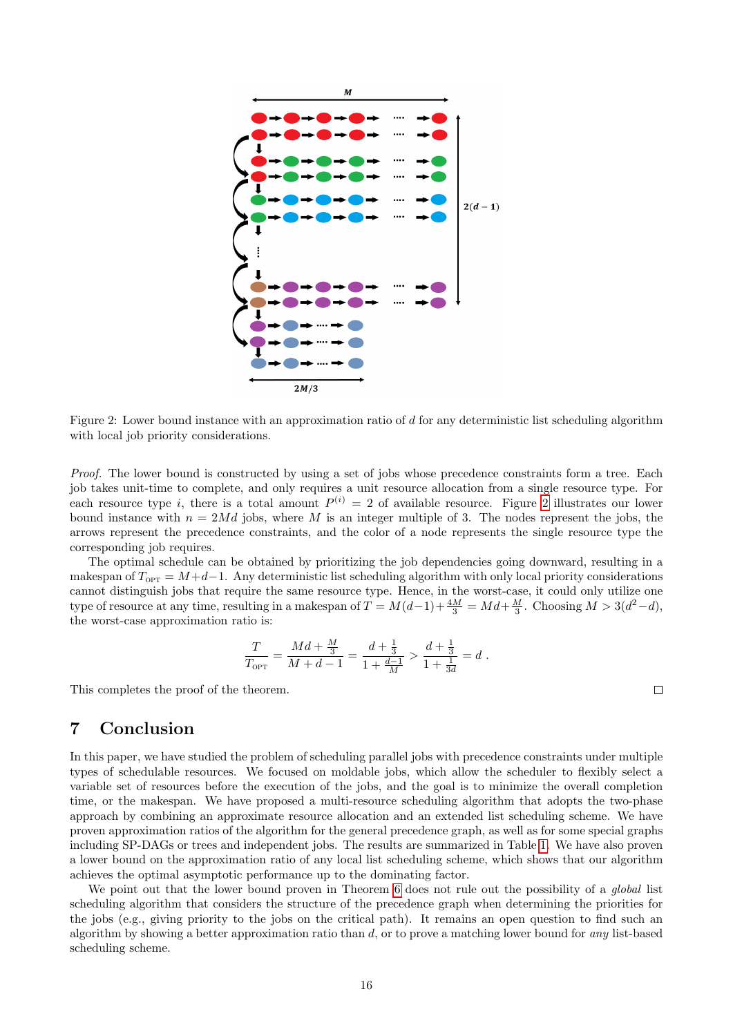Figure 2: Lower bound instance with an approximation ratio of $d$ for any deterministic list scheduling algorithm with local job priority considerations.

*Proof.* The lower bound is constructed by using a set of jobs whose precedence constraints form a tree. Each job takes unit-time to complete, and only requires a unit resource allocation from a single resource type. For each resource type $i$, there is a total amount $P^{(i)} = 2$ of available resource. Figure 2 illustrates our lower bound instance with $n = 2Md$ jobs, where $M$ is an integer multiple of 3. The nodes represent the jobs, the arrows represent the precedence constraints, and the color of a node represents the single resource type the corresponding job requires.

The optimal schedule can be obtained by prioritizing the job dependencies going downward, resulting in a makespan of $T_{\text{OPT}} = M+d-1$. Any deterministic list scheduling algorithm with only local priority considerations cannot distinguish jobs that require the same resource type. Hence, in the worst-case, it could only utilize one type of resource at any time, resulting in a makespan of $T = M(d-1)+\frac{4M}{3} = Md+\frac{M}{3}$. Choosing $M > 3(d^2-d)$, the worst-case approximation ratio is:

$$\frac{T}{T_{\text{OPT}}} = \frac{Md+\frac{M}{3}}{M+d-1} = \frac{d+\frac{1}{3}}{1+\frac{d-1}{M}} > \frac{d+\frac{1}{3}}{1+\frac{1}{3d}} = d \ .$$

This completes the proof of the theorem. ∎

## 7 Conclusion

In this paper, we have studied the problem of scheduling parallel jobs with precedence constraints under multiple types of schedulable resources. We focused on moldable jobs, which allow the scheduler to flexibly select a variable set of resources before the execution of the jobs, and the goal is to minimize the overall completion time, or the makespan. We have proposed a multi-resource scheduling algorithm that adopts the two-phase approach by combining an approximate resource allocation and an extended list scheduling scheme. We have proven approximation ratios of the algorithm for the general precedence graph, as well as for some special graphs including SP-DAGs or trees and independent jobs. The results are summarized in Table 1. We have also proven a lower bound on the approximation ratio of any local list scheduling scheme, which shows that our algorithm achieves the optimal asymptotic performance up to the dominating factor.

We point out that the lower bound proven in Theorem 6 does not rule out the possibility of a *global* list scheduling algorithm that considers the structure of the precedence graph when determining the priorities for the jobs (e.g., giving priority to the jobs on the critical path). It remains an open question to find such an algorithm by showing a better approximation ratio than $d$, or to prove a matching lower bound for *any* list-based scheduling scheme.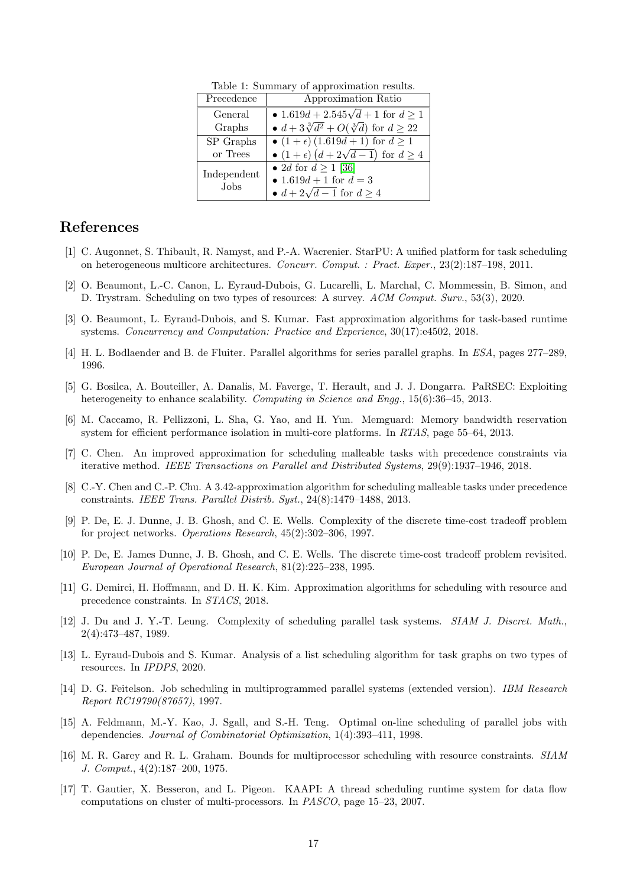Table 1: Summary of approximation results.

| Precedence | Approximation Ratio |
|---|---|
| General Graphs | • $1.619d + 2.545\sqrt{d} + 1$ for $d \geq 1$<br>• $d + 3\sqrt[3]{d^2} + O(\sqrt[3]{d})$ for $d \geq 22$ |
| SP Graphs or Trees | • $(1+\epsilon)(1.619d + 1)$ for $d \geq 1$<br>• $(1+\epsilon)\left(d + 2\sqrt{d-1}\right)$ for $d \geq 4$ |
| Independent Jobs | • $2d$ for $d \geq 1$ [36]<br>• $1.619d + 1$ for $d = 3$<br>• $d + 2\sqrt{d-1}$ for $d \geq 4$ |

# References

[1] C. Augonnet, S. Thibault, R. Namyst, and P.-A. Wacrenier. StarPU: A unified platform for task scheduling on heterogeneous multicore architectures. *Concurr. Comput. : Pract. Exper.*, 23(2):187–198, 2011.

[2] O. Beaumont, L.-C. Canon, L. Eyraud-Dubois, G. Lucarelli, L. Marchal, C. Mommessin, B. Simon, and D. Trystram. Scheduling on two types of resources: A survey. *ACM Comput. Surv.*, 53(3), 2020.

[3] O. Beaumont, L. Eyraud-Dubois, and S. Kumar. Fast approximation algorithms for task-based runtime systems. *Concurrency and Computation: Practice and Experience*, 30(17):e4502, 2018.

[4] H. L. Bodlaender and B. de Fluiter. Parallel algorithms for series parallel graphs. In *ESA*, pages 277–289, 1996.

[5] G. Bosilca, A. Bouteiller, A. Danalis, M. Faverge, T. Herault, and J. J. Dongarra. PaRSEC: Exploiting heterogeneity to enhance scalability. *Computing in Science and Engg.*, 15(6):36–45, 2013.

[6] M. Caccamo, R. Pellizzoni, L. Sha, G. Yao, and H. Yun. Memguard: Memory bandwidth reservation system for efficient performance isolation in multi-core platforms. In *RTAS*, page 55–64, 2013.

[7] C. Chen. An improved approximation for scheduling malleable tasks with precedence constraints via iterative method. *IEEE Transactions on Parallel and Distributed Systems*, 29(9):1937–1946, 2018.

[8] C.-Y. Chen and C.-P. Chu. A 3.42-approximation algorithm for scheduling malleable tasks under precedence constraints. *IEEE Trans. Parallel Distrib. Syst.*, 24(8):1479–1488, 2013.

[9] P. De, E. J. Dunne, J. B. Ghosh, and C. E. Wells. Complexity of the discrete time-cost tradeoff problem for project networks. *Operations Research*, 45(2):302–306, 1997.

[10] P. De, E. James Dunne, J. B. Ghosh, and C. E. Wells. The discrete time-cost tradeoff problem revisited. *European Journal of Operational Research*, 81(2):225–238, 1995.

[11] G. Demirci, H. Hoffmann, and D. H. K. Kim. Approximation algorithms for scheduling with resource and precedence constraints. In *STACS*, 2018.

[12] J. Du and J. Y.-T. Leung. Complexity of scheduling parallel task systems. *SIAM J. Discret. Math.*, 2(4):473–487, 1989.

[13] L. Eyraud-Dubois and S. Kumar. Analysis of a list scheduling algorithm for task graphs on two types of resources. In *IPDPS*, 2020.

[14] D. G. Feitelson. Job scheduling in multiprogrammed parallel systems (extended version). *IBM Research Report RC19790(87657)*, 1997.

[15] A. Feldmann, M.-Y. Kao, J. Sgall, and S.-H. Teng. Optimal on-line scheduling of parallel jobs with dependencies. *Journal of Combinatorial Optimization*, 1(4):393–411, 1998.

[16] M. R. Garey and R. L. Graham. Bounds for multiprocessor scheduling with resource constraints. *SIAM J. Comput.*, 4(2):187–200, 1975.

[17] T. Gautier, X. Besseron, and L. Pigeon. KAAPI: A thread scheduling runtime system for data flow computations on cluster of multi-processors. In *PASCO*, page 15–23, 2007.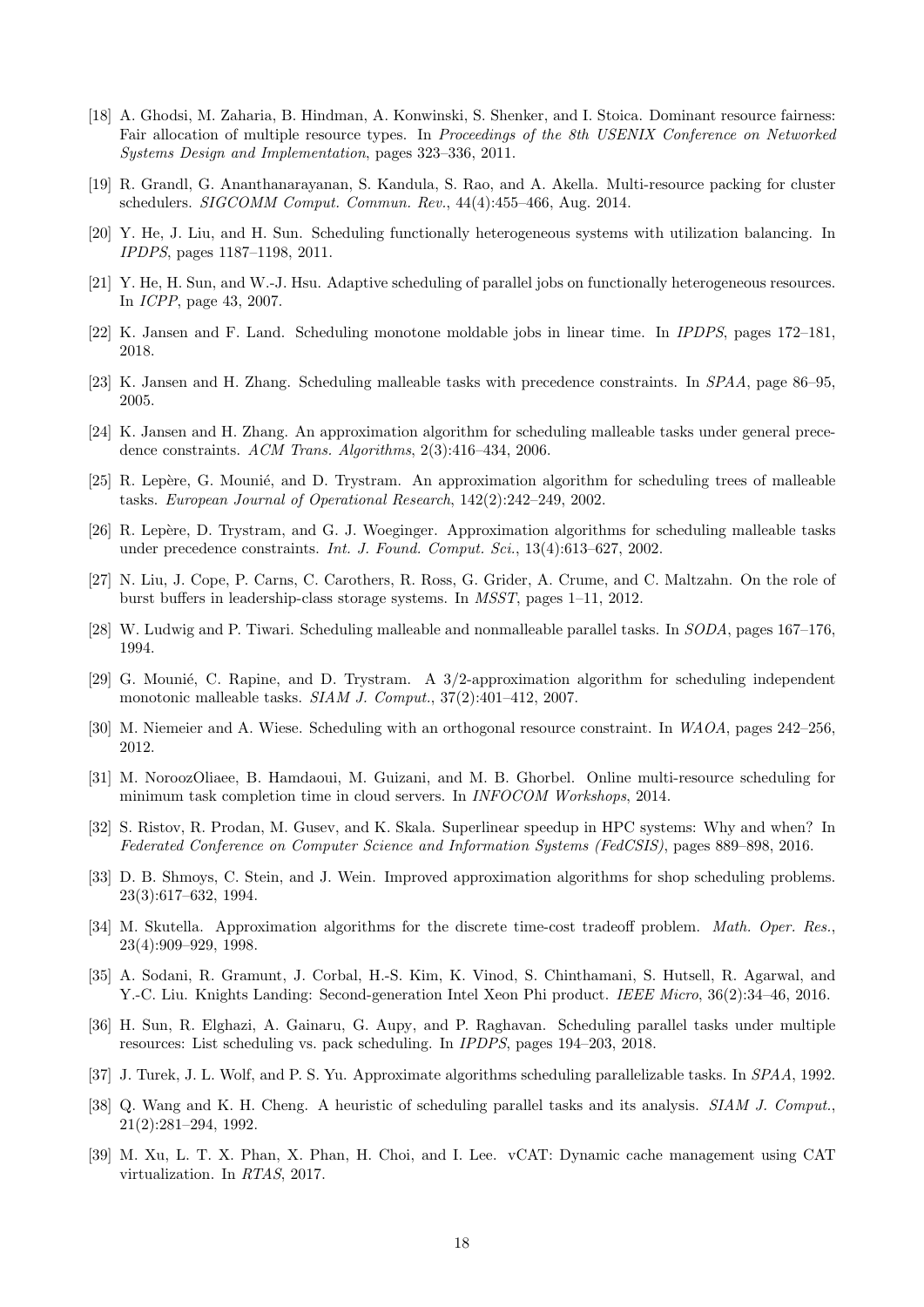[18] A. Ghodsi, M. Zaharia, B. Hindman, A. Konwinski, S. Shenker, and I. Stoica. Dominant resource fairness: Fair allocation of multiple resource types. In *Proceedings of the 8th USENIX Conference on Networked Systems Design and Implementation*, pages 323–336, 2011.

[19] R. Grandl, G. Ananthanarayanan, S. Kandula, S. Rao, and A. Akella. Multi-resource packing for cluster schedulers. *SIGCOMM Comput. Commun. Rev.*, 44(4):455–466, Aug. 2014.

[20] Y. He, J. Liu, and H. Sun. Scheduling functionally heterogeneous systems with utilization balancing. In *IPDPS*, pages 1187–1198, 2011.

[21] Y. He, H. Sun, and W.-J. Hsu. Adaptive scheduling of parallel jobs on functionally heterogeneous resources. In *ICPP*, page 43, 2007.

[22] K. Jansen and F. Land. Scheduling monotone moldable jobs in linear time. In *IPDPS*, pages 172–181, 2018.

[23] K. Jansen and H. Zhang. Scheduling malleable tasks with precedence constraints. In *SPAA*, page 86–95, 2005.

[24] K. Jansen and H. Zhang. An approximation algorithm for scheduling malleable tasks under general precedence constraints. *ACM Trans. Algorithms*, 2(3):416–434, 2006.

[25] R. Lepère, G. Mounié, and D. Trystram. An approximation algorithm for scheduling trees of malleable tasks. *European Journal of Operational Research*, 142(2):242–249, 2002.

[26] R. Lepère, D. Trystram, and G. J. Woeginger. Approximation algorithms for scheduling malleable tasks under precedence constraints. *Int. J. Found. Comput. Sci.*, 13(4):613–627, 2002.

[27] N. Liu, J. Cope, P. Carns, C. Carothers, R. Ross, G. Grider, A. Crume, and C. Maltzahn. On the role of burst buffers in leadership-class storage systems. In *MSST*, pages 1–11, 2012.

[28] W. Ludwig and P. Tiwari. Scheduling malleable and nonmalleable parallel tasks. In *SODA*, pages 167–176, 1994.

[29] G. Mounié, C. Rapine, and D. Trystram. A 3/2-approximation algorithm for scheduling independent monotonic malleable tasks. *SIAM J. Comput.*, 37(2):401–412, 2007.

[30] M. Niemeier and A. Wiese. Scheduling with an orthogonal resource constraint. In *WAOA*, pages 242–256, 2012.

[31] M. NoroozOliaee, B. Hamdaoui, M. Guizani, and M. B. Ghorbel. Online multi-resource scheduling for minimum task completion time in cloud servers. In *INFOCOM Workshops*, 2014.

[32] S. Ristov, R. Prodan, M. Gusev, and K. Skala. Superlinear speedup in HPC systems: Why and when? In *Federated Conference on Computer Science and Information Systems (FedCSIS)*, pages 889–898, 2016.

[33] D. B. Shmoys, C. Stein, and J. Wein. Improved approximation algorithms for shop scheduling problems. 23(3):617–632, 1994.

[34] M. Skutella. Approximation algorithms for the discrete time-cost tradeoff problem. *Math. Oper. Res.*, 23(4):909–929, 1998.

[35] A. Sodani, R. Gramunt, J. Corbal, H.-S. Kim, K. Vinod, S. Chinthamani, S. Hutsell, R. Agarwal, and Y.-C. Liu. Knights Landing: Second-generation Intel Xeon Phi product. *IEEE Micro*, 36(2):34–46, 2016.

[36] H. Sun, R. Elghazi, A. Gainaru, G. Aupy, and P. Raghavan. Scheduling parallel tasks under multiple resources: List scheduling vs. pack scheduling. In *IPDPS*, pages 194–203, 2018.

[37] J. Turek, J. L. Wolf, and P. S. Yu. Approximate algorithms scheduling parallelizable tasks. In *SPAA*, 1992.

[38] Q. Wang and K. H. Cheng. A heuristic of scheduling parallel tasks and its analysis. *SIAM J. Comput.*, 21(2):281–294, 1992.

[39] M. Xu, L. T. X. Phan, X. Phan, H. Choi, and I. Lee. vCAT: Dynamic cache management using CAT virtualization. In *RTAS*, 2017.